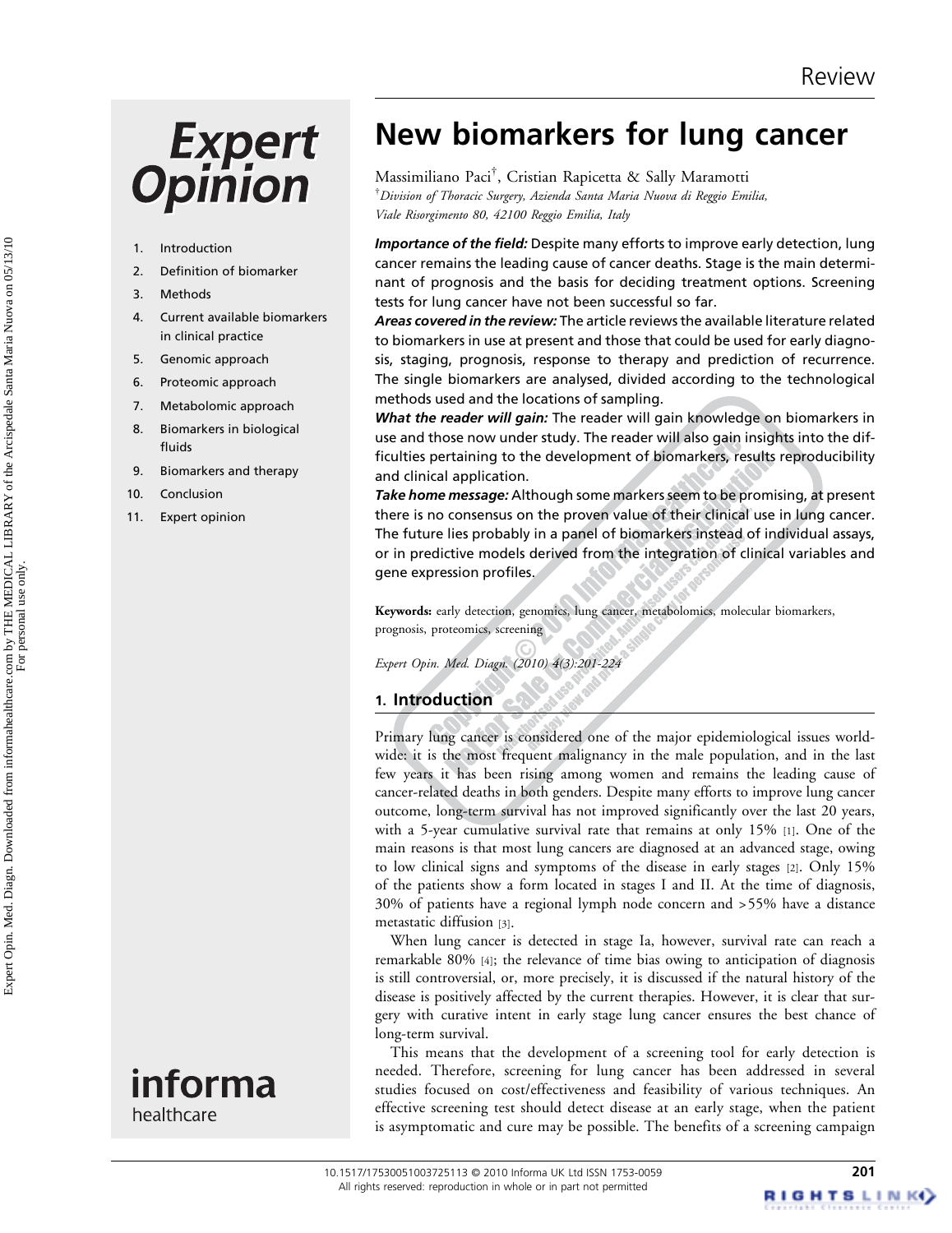# New biomarkers for lung cancer

Massimiliano Paci[†], Cristian Rapicetta & Sally Maramotti

[†]*Division of Thoracic Surgery, Azienda Santa Maria Nuova di Reggio Emilia, Viale Risorgimento 80, 42100 Reggio Emilia, Italy*

1. Introduction
2. Definition of biomarker
3. Methods
4. Current available biomarkers in clinical practice
5. Genomic approach
6. Proteomic approach
7. Metabolomic approach
8. Biomarkers in biological fluids
9. Biomarkers and therapy
10. Conclusion
11. Expert opinion

***Importance of the field:*** Despite many efforts to improve early detection, lung cancer remains the leading cause of cancer deaths. Stage is the main determinant of prognosis and the basis for deciding treatment options. Screening tests for lung cancer have not been successful so far.

***Areas covered in the review:*** The article reviews the available literature related to biomarkers in use at present and those that could be used for early diagnosis, staging, prognosis, response to therapy and prediction of recurrence. The single biomarkers are analysed, divided according to the technological methods used and the locations of sampling.

***What the reader will gain:*** The reader will gain knowledge on biomarkers in use and those now under study. The reader will also gain insights into the difficulties pertaining to the development of biomarkers, results reproducibility and clinical application.

***Take home message:*** Although some markers seem to be promising, at present there is no consensus on the proven value of their clinical use in lung cancer. The future lies probably in a panel of biomarkers instead of individual assays, or in predictive models derived from the integration of clinical variables and gene expression profiles.

**Keywords:** early detection, genomics, lung cancer, metabolomics, molecular biomarkers, prognosis, proteomics, screening

*Expert Opin. Med. Diagn. (2010) 4(3):201-224*

## 1. Introduction

Primary lung cancer is considered one of the major epidemiological issues worldwide: it is the most frequent malignancy in the male population, and in the last few years it has been rising among women and remains the leading cause of cancer-related deaths in both genders. Despite many efforts to improve lung cancer outcome, long-term survival has not improved significantly over the last 20 years, with a 5-year cumulative survival rate that remains at only 15% [1]. One of the main reasons is that most lung cancers are diagnosed at an advanced stage, owing to low clinical signs and symptoms of the disease in early stages [2]. Only 15% of the patients show a form located in stages I and II. At the time of diagnosis, 30% of patients have a regional lymph node concern and >55% have a distance metastatic diffusion [3].

When lung cancer is detected in stage Ia, however, survival rate can reach a remarkable 80% [4]; the relevance of time bias owing to anticipation of diagnosis is still controversial, or, more precisely, it is discussed if the natural history of the disease is positively affected by the current therapies. However, it is clear that surgery with curative intent in early stage lung cancer ensures the best chance of long-term survival.

This means that the development of a screening tool for early detection is needed. Therefore, screening for lung cancer has been addressed in several studies focused on cost/effectiveness and feasibility of various techniques. An effective screening test should detect disease at an early stage, when the patient is asymptomatic and cure may be possible. The benefits of a screening campaign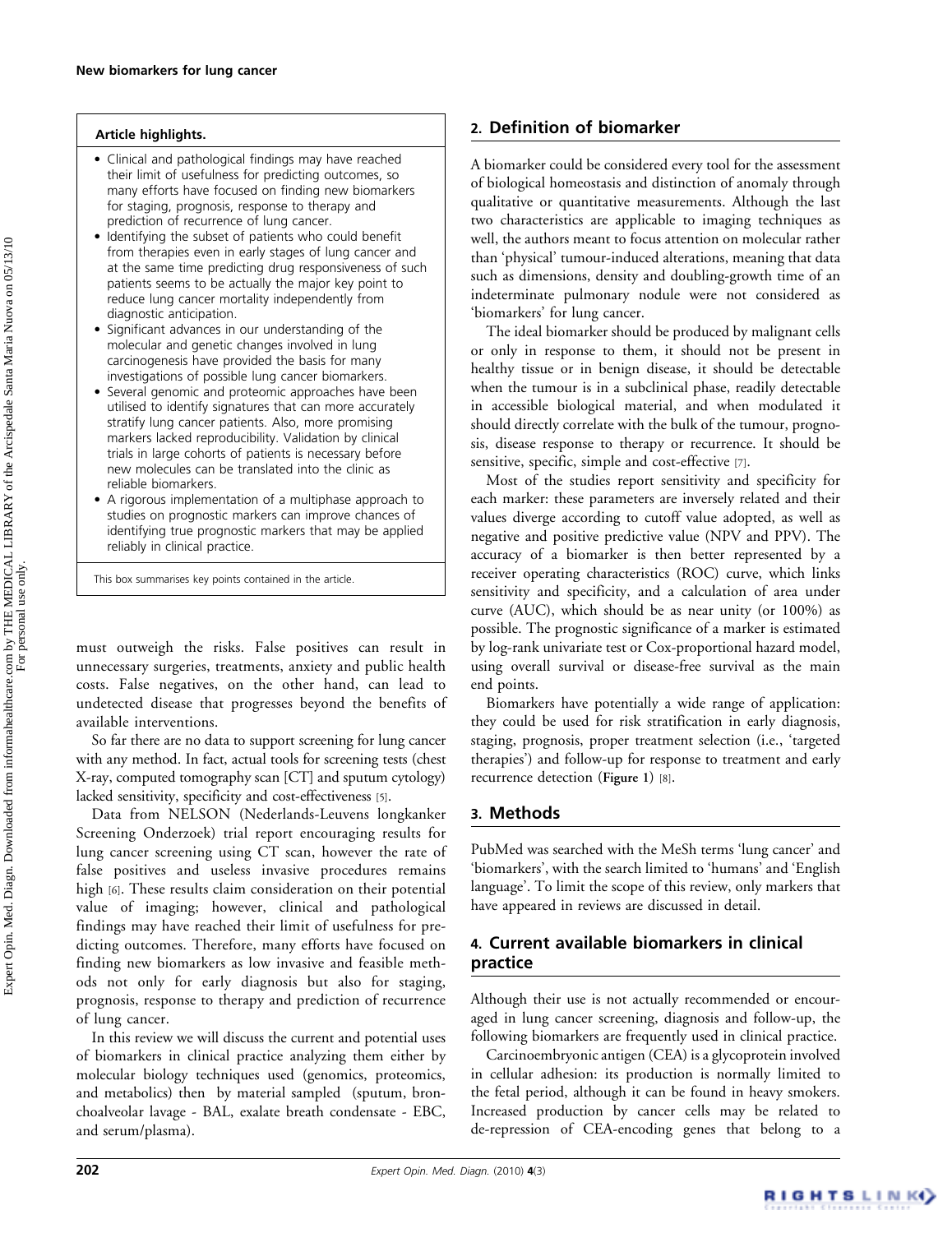> **Article highlights.**
>
> - Clinical and pathological findings may have reached their limit of usefulness for predicting outcomes, so many efforts have focused on finding new biomarkers for staging, prognosis, response to therapy and prediction of recurrence of lung cancer.
> - Identifying the subset of patients who could benefit from therapies even in early stages of lung cancer and at the same time predicting drug responsiveness of such patients seems to be actually the major key point to reduce lung cancer mortality independently from diagnostic anticipation.
> - Significant advances in our understanding of the molecular and genetic changes involved in lung carcinogenesis have provided the basis for many investigations of possible lung cancer biomarkers.
> - Several genomic and proteomic approaches have been utilised to identify signatures that can more accurately stratify lung cancer patients. Also, more promising markers lacked reproducibility. Validation by clinical trials in large cohorts of patients is necessary before new molecules can be translated into the clinic as reliable biomarkers.
> - A rigorous implementation of a multiphase approach to studies on prognostic markers can improve chances of identifying true prognostic markers that may be applied reliably in clinical practice.
>
> This box summarises key points contained in the article.

must outweigh the risks. False positives can result in unnecessary surgeries, treatments, anxiety and public health costs. False negatives, on the other hand, can lead to undetected disease that progresses beyond the benefits of available interventions.

So far there are no data to support screening for lung cancer with any method. In fact, actual tools for screening tests (chest X-ray, computed tomography scan [CT] and sputum cytology) lacked sensitivity, specificity and cost-effectiveness [5].

Data from NELSON (Nederlands-Leuvens longkanker Screening Onderzoek) trial report encouraging results for lung cancer screening using CT scan, however the rate of false positives and useless invasive procedures remains high [6]. These results claim consideration on their potential value of imaging; however, clinical and pathological findings may have reached their limit of usefulness for predicting outcomes. Therefore, many efforts have focused on finding new biomarkers as low invasive and feasible methods not only for early diagnosis but also for staging, prognosis, response to therapy and prediction of recurrence of lung cancer.

In this review we will discuss the current and potential uses of biomarkers in clinical practice analyzing them either by molecular biology techniques used (genomics, proteomics, and metabolics) then by material sampled (sputum, bronchoalveolar lavage - BAL, exalate breath condensate - EBC, and serum/plasma).

## 2. Definition of biomarker

A biomarker could be considered every tool for the assessment of biological homeostasis and distinction of anomaly through qualitative or quantitative measurements. Although the last two characteristics are applicable to imaging techniques as well, the authors meant to focus attention on molecular rather than 'physical' tumour-induced alterations, meaning that data such as dimensions, density and doubling-growth time of an indeterminate pulmonary nodule were not considered as 'biomarkers' for lung cancer.

The ideal biomarker should be produced by malignant cells or only in response to them, it should not be present in healthy tissue or in benign disease, it should be detectable when the tumour is in a subclinical phase, readily detectable in accessible biological material, and when modulated it should directly correlate with the bulk of the tumour, prognosis, disease response to therapy or recurrence. It should be sensitive, specific, simple and cost-effective [7].

Most of the studies report sensitivity and specificity for each marker: these parameters are inversely related and their values diverge according to cutoff value adopted, as well as negative and positive predictive value (NPV and PPV). The accuracy of a biomarker is then better represented by a receiver operating characteristics (ROC) curve, which links sensitivity and specificity, and a calculation of area under curve (AUC), which should be as near unity (or 100%) as possible. The prognostic significance of a marker is estimated by log-rank univariate test or Cox-proportional hazard model, using overall survival or disease-free survival as the main end points.

Biomarkers have potentially a wide range of application: they could be used for risk stratification in early diagnosis, staging, prognosis, proper treatment selection (i.e., 'targeted therapies') and follow-up for response to treatment and early recurrence detection (**Figure 1**) [8].

## 3. Methods

PubMed was searched with the MeSh terms 'lung cancer' and 'biomarkers', with the search limited to 'humans' and 'English language'. To limit the scope of this review, only markers that have appeared in reviews are discussed in detail.

## 4. Current available biomarkers in clinical practice

Although their use is not actually recommended or encouraged in lung cancer screening, diagnosis and follow-up, the following biomarkers are frequently used in clinical practice.

Carcinoembryonic antigen (CEA) is a glycoprotein involved in cellular adhesion: its production is normally limited to the fetal period, although it can be found in heavy smokers. Increased production by cancer cells may be related to de-repression of CEA-encoding genes that belong to a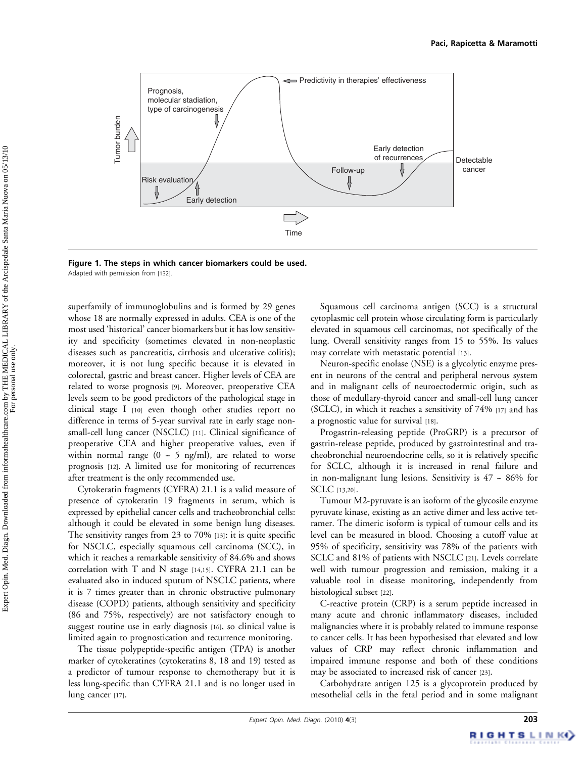Figure 1. The steps in which cancer biomarkers could be used.

Adapted with permission from [132].

superfamily of immunoglobulins and is formed by 29 genes whose 18 are normally expressed in adults. CEA is one of the most used 'historical' cancer biomarkers but it has low sensitivity and specificity (sometimes elevated in non-neoplastic diseases such as pancreatitis, cirrhosis and ulcerative colitis); moreover, it is not lung specific because it is elevated in colorectal, gastric and breast cancer. Higher levels of CEA are related to worse prognosis [9]. Moreover, preoperative CEA levels seem to be good predictors of the pathological stage in clinical stage I [10] even though other studies report no difference in terms of 5-year survival rate in early stage non-small-cell lung cancer (NSCLC) [11]. Clinical significance of preoperative CEA and higher preoperative values, even if within normal range (0 – 5 ng/ml), are related to worse prognosis [12]. A limited use for monitoring of recurrences after treatment is the only recommended use.

Cytokeratin fragments (CYFRA) 21.1 is a valid measure of presence of cytokeratin 19 fragments in serum, which is expressed by epithelial cancer cells and tracheobronchial cells: although it could be elevated in some benign lung diseases. The sensitivity ranges from 23 to 70% [13]: it is quite specific for NSCLC, especially squamous cell carcinoma (SCC), in which it reaches a remarkable sensitivity of 84.6% and shows correlation with T and N stage [14,15]. CYFRA 21.1 can be evaluated also in induced sputum of NSCLC patients, where it is 7 times greater than in chronic obstructive pulmonary disease (COPD) patients, although sensitivity and specificity (86 and 75%, respectively) are not satisfactory enough to suggest routine use in early diagnosis [16], so clinical value is limited again to prognostication and recurrence monitoring.

The tissue polypeptide-specific antigen (TPA) is another marker of cytokeratines (cytokeratins 8, 18 and 19) tested as a predictor of tumour response to chemotherapy but it is less lung-specific than CYFRA 21.1 and is no longer used in lung cancer [17].

Squamous cell carcinoma antigen (SCC) is a structural cytoplasmic cell protein whose circulating form is particularly elevated in squamous cell carcinomas, not specifically of the lung. Overall sensitivity ranges from 15 to 55%. Its values may correlate with metastatic potential [13].

Neuron-specific enolase (NSE) is a glycolytic enzyme present in neurons of the central and peripheral nervous system and in malignant cells of neuroectodermic origin, such as those of medullary-thyroid cancer and small-cell lung cancer (SCLC), in which it reaches a sensitivity of 74% [17] and has a prognostic value for survival [18].

Progastrin-releasing peptide (ProGRP) is a precursor of gastrin-release peptide, produced by gastrointestinal and tracheobronchial neuroendocrine cells, so it is relatively specific for SCLC, although it is increased in renal failure and in non-malignant lung lesions. Sensitivity is 47 – 86% for SCLC [13,20].

Tumour M2-pyruvate is an isoform of the glycosile enzyme pyruvate kinase, existing as an active dimer and less active tetramer. The dimeric isoform is typical of tumour cells and its level can be measured in blood. Choosing a cutoff value at 95% of specificity, sensitivity was 78% of the patients with SCLC and 81% of patients with NSCLC [21]. Levels correlate well with tumour progression and remission, making it a valuable tool in disease monitoring, independently from histological subset [22].

C-reactive protein (CRP) is a serum peptide increased in many acute and chronic inflammatory diseases, included malignancies where it is probably related to immune response to cancer cells. It has been hypothesised that elevated and low values of CRP may reflect chronic inflammation and impaired immune response and both of these conditions may be associated to increased risk of cancer [23].

Carbohydrate antigen 125 is a glycoprotein produced by mesothelial cells in the fetal period and in some malignant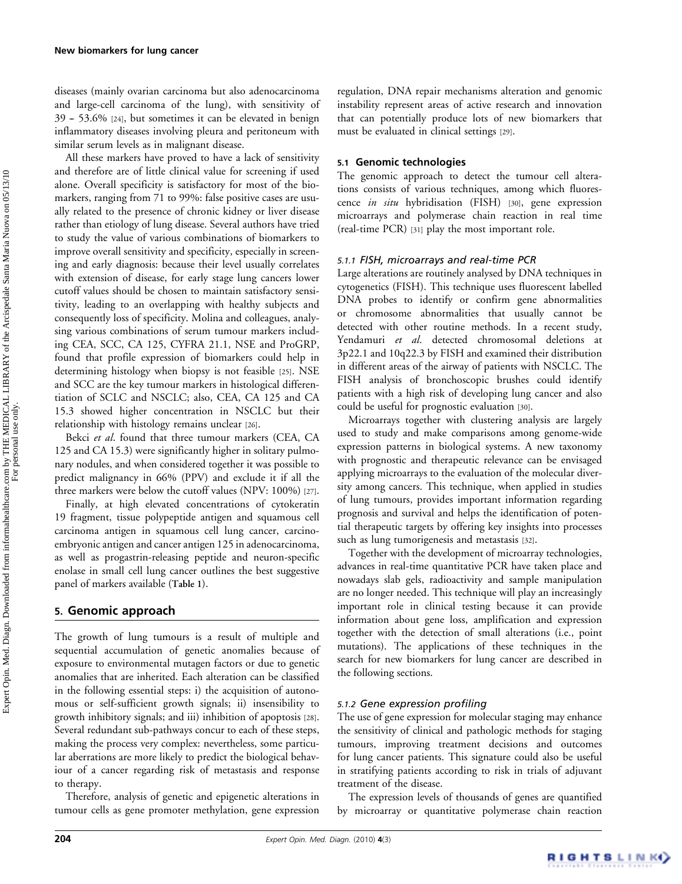diseases (mainly ovarian carcinoma but also adenocarcinoma and large-cell carcinoma of the lung), with sensitivity of 39 – 53.6% [24], but sometimes it can be elevated in benign inflammatory diseases involving pleura and peritoneum with similar serum levels as in malignant disease.

All these markers have proved to have a lack of sensitivity and therefore are of little clinical value for screening if used alone. Overall specificity is satisfactory for most of the biomarkers, ranging from 71 to 99%: false positive cases are usually related to the presence of chronic kidney or liver disease rather than etiology of lung disease. Several authors have tried to study the value of various combinations of biomarkers to improve overall sensitivity and specificity, especially in screening and early diagnosis: because their level usually correlates with extension of disease, for early stage lung cancers lower cutoff values should be chosen to maintain satisfactory sensitivity, leading to an overlapping with healthy subjects and consequently loss of specificity. Molina and colleagues, analysing various combinations of serum tumour markers including CEA, SCC, CA 125, CYFRA 21.1, NSE and ProGRP, found that profile expression of biomarkers could help in determining histology when biopsy is not feasible [25]. NSE and SCC are the key tumour markers in histological differentiation of SCLC and NSCLC; also, CEA, CA 125 and CA 15.3 showed higher concentration in NSCLC but their relationship with histology remains unclear [26].

Bekci *et al*. found that three tumour markers (CEA, CA 125 and CA 15.3) were significantly higher in solitary pulmonary nodules, and when considered together it was possible to predict malignancy in 66% (PPV) and exclude it if all the three markers were below the cutoff values (NPV: 100%) [27].

Finally, at high elevated concentrations of cytokeratin 19 fragment, tissue polypeptide antigen and squamous cell carcinoma antigen in squamous cell lung cancer, carcinoembryonic antigen and cancer antigen 125 in adenocarcinoma, as well as progastrin-releasing peptide and neuron-specific enolase in small cell lung cancer outlines the best suggestive panel of markers available (**Table 1**).

## 5. Genomic approach

The growth of lung tumours is a result of multiple and sequential accumulation of genetic anomalies because of exposure to environmental mutagen factors or due to genetic anomalies that are inherited. Each alteration can be classified in the following essential steps: i) the acquisition of autonomous or self-sufficient growth signals; ii) insensibility to growth inhibitory signals; and iii) inhibition of apoptosis [28]. Several redundant sub-pathways concur to each of these steps, making the process very complex: nevertheless, some particular aberrations are more likely to predict the biological behaviour of a cancer regarding risk of metastasis and response to therapy.

Therefore, analysis of genetic and epigenetic alterations in tumour cells as gene promoter methylation, gene expression regulation, DNA repair mechanisms alteration and genomic instability represent areas of active research and innovation that can potentially produce lots of new biomarkers that must be evaluated in clinical settings [29].

### 5.1 Genomic technologies

The genomic approach to detect the tumour cell alterations consists of various techniques, among which fluorescence *in situ* hybridisation (FISH) [30], gene expression microarrays and polymerase chain reaction in real time (real-time PCR) [31] play the most important role.

#### 5.1.1 FISH, microarrays and real-time PCR

Large alterations are routinely analysed by DNA techniques in cytogenetics (FISH). This technique uses fluorescent labelled DNA probes to identify or confirm gene abnormalities or chromosome abnormalities that usually cannot be detected with other routine methods. In a recent study, Yendamuri *et al*. detected chromosomal deletions at 3p22.1 and 10q22.3 by FISH and examined their distribution in different areas of the airway of patients with NSCLC. The FISH analysis of bronchoscopic brushes could identify patients with a high risk of developing lung cancer and also could be useful for prognostic evaluation [30].

Microarrays together with clustering analysis are largely used to study and make comparisons among genome-wide expression patterns in biological systems. A new taxonomy with prognostic and therapeutic relevance can be envisaged applying microarrays to the evaluation of the molecular diversity among cancers. This technique, when applied in studies of lung tumours, provides important information regarding prognosis and survival and helps the identification of potential therapeutic targets by offering key insights into processes such as lung tumorigenesis and metastasis [32].

Together with the development of microarray technologies, advances in real-time quantitative PCR have taken place and nowadays slab gels, radioactivity and sample manipulation are no longer needed. This technique will play an increasingly important role in clinical testing because it can provide information about gene loss, amplification and expression together with the detection of small alterations (i.e., point mutations). The applications of these techniques in the search for new biomarkers for lung cancer are described in the following sections.

#### 5.1.2 Gene expression profiling

The use of gene expression for molecular staging may enhance the sensitivity of clinical and pathologic methods for staging tumours, improving treatment decisions and outcomes for lung cancer patients. This signature could also be useful in stratifying patients according to risk in trials of adjuvant treatment of the disease.

The expression levels of thousands of genes are quantified by microarray or quantitative polymerase chain reaction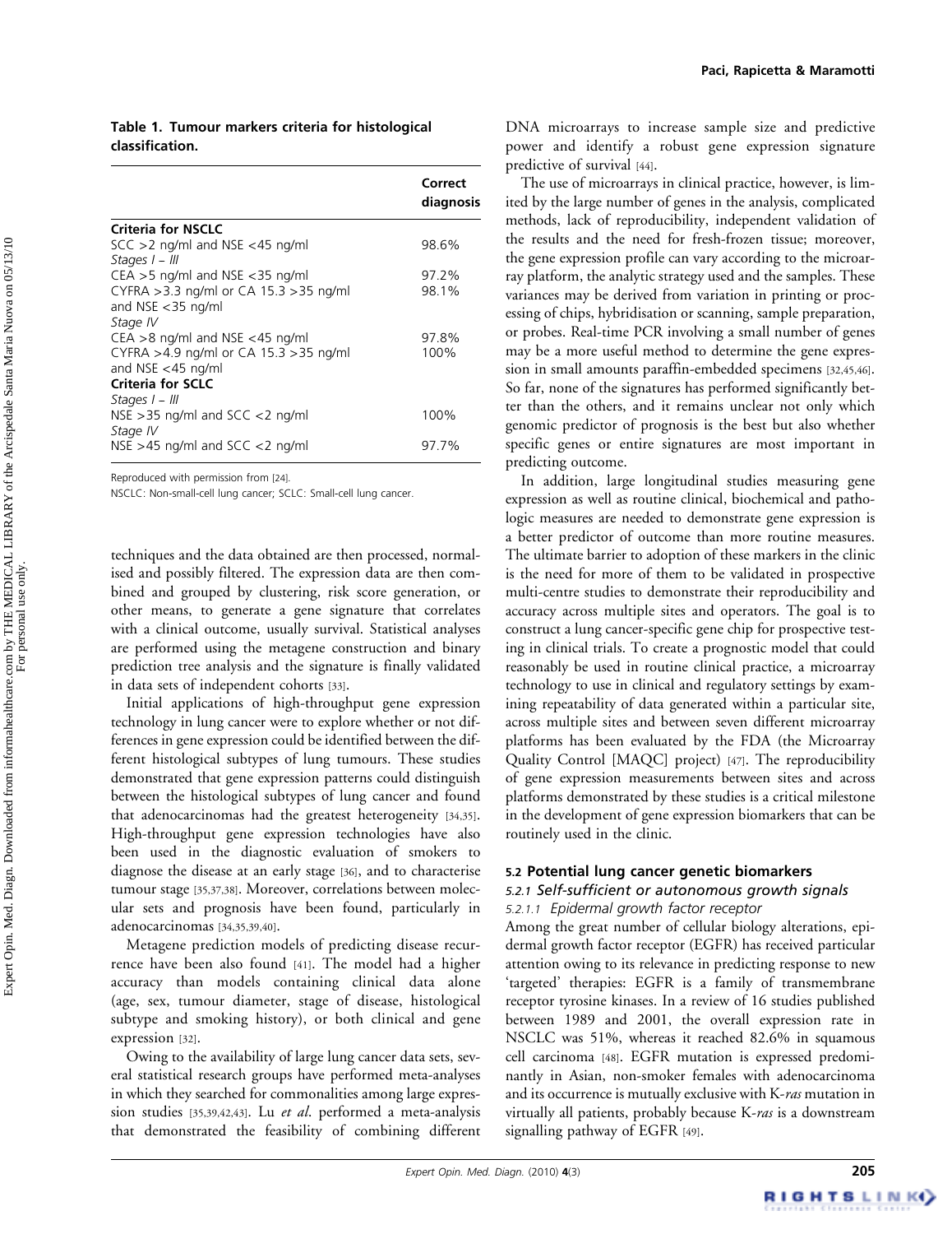**Table 1. Tumour markers criteria for histological classification.**

| | Correct diagnosis |
|---|---|
| **Criteria for NSCLC** | |
| SCC >2 ng/ml and NSE <45 ng/ml | 98.6% |
| *Stages I – III* | |
| CEA >5 ng/ml and NSE <35 ng/ml | 97.2% |
| CYFRA >3.3 ng/ml or CA 15.3 >35 ng/ml and NSE <35 ng/ml | 98.1% |
| *Stage IV* | |
| CEA >8 ng/ml and NSE <45 ng/ml | 97.8% |
| CYFRA >4.9 ng/ml or CA 15.3 >35 ng/ml and NSE <45 ng/ml | 100% |
| **Criteria for SCLC** | |
| *Stages I – III* | |
| NSE >35 ng/ml and SCC <2 ng/ml | 100% |
| *Stage IV* | |
| NSE >45 ng/ml and SCC <2 ng/ml | 97.7% |

Reproduced with permission from [24].

NSCLC: Non-small-cell lung cancer; SCLC: Small-cell lung cancer.

techniques and the data obtained are then processed, normalised and possibly filtered. The expression data are then combined and grouped by clustering, risk score generation, or other means, to generate a gene signature that correlates with a clinical outcome, usually survival. Statistical analyses are performed using the metagene construction and binary prediction tree analysis and the signature is finally validated in data sets of independent cohorts [33].

Initial applications of high-throughput gene expression technology in lung cancer were to explore whether or not differences in gene expression could be identified between the different histological subtypes of lung tumours. These studies demonstrated that gene expression patterns could distinguish between the histological subtypes of lung cancer and found that adenocarcinomas had the greatest heterogeneity [34,35]. High-throughput gene expression technologies have also been used in the diagnostic evaluation of smokers to diagnose the disease at an early stage [36], and to characterise tumour stage [35,37,38]. Moreover, correlations between molecular sets and prognosis have been found, particularly in adenocarcinomas [34,35,39,40].

Metagene prediction models of predicting disease recurrence have been also found [41]. The model had a higher accuracy than models containing clinical data alone (age, sex, tumour diameter, stage of disease, histological subtype and smoking history), or both clinical and gene expression [32].

Owing to the availability of large lung cancer data sets, several statistical research groups have performed meta-analyses in which they searched for commonalities among large expression studies [35,39,42,43]. Lu *et al.* performed a meta-analysis that demonstrated the feasibility of combining different DNA microarrays to increase sample size and predictive power and identify a robust gene expression signature predictive of survival [44].

The use of microarrays in clinical practice, however, is limited by the large number of genes in the analysis, complicated methods, lack of reproducibility, independent validation of the results and the need for fresh-frozen tissue; moreover, the gene expression profile can vary according to the microarray platform, the analytic strategy used and the samples. These variances may be derived from variation in printing or processing of chips, hybridisation or scanning, sample preparation, or probes. Real-time PCR involving a small number of genes may be a more useful method to determine the gene expression in small amounts paraffin-embedded specimens [32,45,46]. So far, none of the signatures has performed significantly better than the others, and it remains unclear not only which genomic predictor of prognosis is the best but also whether specific genes or entire signatures are most important in predicting outcome.

In addition, large longitudinal studies measuring gene expression as well as routine clinical, biochemical and pathologic measures are needed to demonstrate gene expression is a better predictor of outcome than more routine measures. The ultimate barrier to adoption of these markers in the clinic is the need for more of them to be validated in prospective multi-centre studies to demonstrate their reproducibility and accuracy across multiple sites and operators. The goal is to construct a lung cancer-specific gene chip for prospective testing in clinical trials. To create a prognostic model that could reasonably be used in routine clinical practice, a microarray technology to use in clinical and regulatory settings by examining repeatability of data generated within a particular site, across multiple sites and between seven different microarray platforms has been evaluated by the FDA (the Microarray Quality Control [MAQC] project) [47]. The reproducibility of gene expression measurements between sites and across platforms demonstrated by these studies is a critical milestone in the development of gene expression biomarkers that can be routinely used in the clinic.

### 5.2 Potential lung cancer genetic biomarkers

#### *5.2.1 Self-sufficient or autonomous growth signals*

##### *5.2.1.1 Epidermal growth factor receptor*

Among the great number of cellular biology alterations, epidermal growth factor receptor (EGFR) has received particular attention owing to its relevance in predicting response to new 'targeted' therapies: EGFR is a family of transmembrane receptor tyrosine kinases. In a review of 16 studies published between 1989 and 2001, the overall expression rate in NSCLC was 51%, whereas it reached 82.6% in squamous cell carcinoma [48]. EGFR mutation is expressed predominantly in Asian, non-smoker females with adenocarcinoma and its occurrence is mutually exclusive with K-*ras* mutation in virtually all patients, probably because K-*ras* is a downstream signalling pathway of EGFR [49].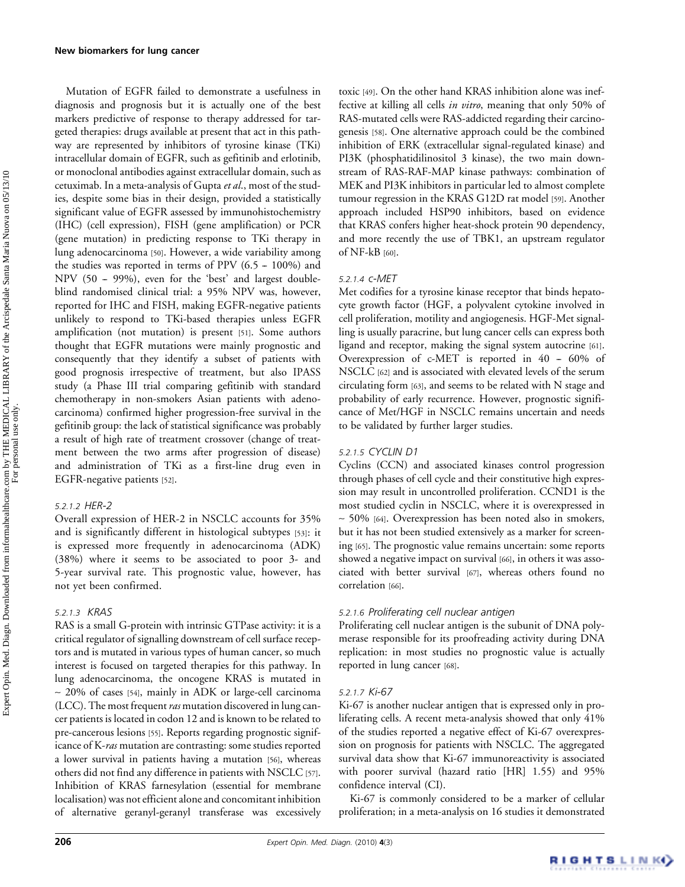Mutation of EGFR failed to demonstrate a usefulness in diagnosis and prognosis but it is actually one of the best markers predictive of response to therapy addressed for targeted therapies: drugs available at present that act in this pathway are represented by inhibitors of tyrosine kinase (TKi) intracellular domain of EGFR, such as gefitinib and erlotinib, or monoclonal antibodies against extracellular domain, such as cetuximab. In a meta-analysis of Gupta *et al.*, most of the studies, despite some bias in their design, provided a statistically significant value of EGFR assessed by immunohistochemistry (IHC) (cell expression), FISH (gene amplification) or PCR (gene mutation) in predicting response to TKi therapy in lung adenocarcinoma [50]. However, a wide variability among the studies was reported in terms of PPV (6.5 – 100%) and NPV (50 – 99%), even for the 'best' and largest double-blind randomised clinical trial: a 95% NPV was, however, reported for IHC and FISH, making EGFR-negative patients unlikely to respond to TKi-based therapies unless EGFR amplification (not mutation) is present [51]. Some authors thought that EGFR mutations were mainly prognostic and consequently that they identify a subset of patients with good prognosis irrespective of treatment, but also IPASS study (a Phase III trial comparing gefitinib with standard chemotherapy in non-smokers Asian patients with adenocarcinoma) confirmed higher progression-free survival in the gefitinib group: the lack of statistical significance was probably a result of high rate of treatment crossover (change of treatment between the two arms after progression of disease) and administration of TKi as a first-line drug even in EGFR-negative patients [52].

#### 5.2.1.2 HER-2

Overall expression of HER-2 in NSCLC accounts for 35% and is significantly different in histological subtypes [53]: it is expressed more frequently in adenocarcinoma (ADK) (38%) where it seems to be associated to poor 3- and 5-year survival rate. This prognostic value, however, has not yet been confirmed.

#### 5.2.1.3 KRAS

RAS is a small G-protein with intrinsic GTPase activity: it is a critical regulator of signalling downstream of cell surface receptors and is mutated in various types of human cancer, so much interest is focused on targeted therapies for this pathway. In lung adenocarcinoma, the oncogene KRAS is mutated in ~ 20% of cases [54], mainly in ADK or large-cell carcinoma (LCC). The most frequent *ras* mutation discovered in lung cancer patients is located in codon 12 and is known to be related to pre-cancerous lesions [55]. Reports regarding prognostic significance of K-*ras* mutation are contrasting: some studies reported a lower survival in patients having a mutation [56], whereas others did not find any difference in patients with NSCLC [57]. Inhibition of KRAS farnesylation (essential for membrane localisation) was not efficient alone and concomitant inhibition of alternative geranyl-geranyl transferase was excessively toxic [49]. On the other hand KRAS inhibition alone was ineffective at killing all cells *in vitro*, meaning that only 50% of RAS-mutated cells were RAS-addicted regarding their carcinogenesis [58]. One alternative approach could be the combined inhibition of ERK (extracellular signal-regulated kinase) and PI3K (phosphatidilinositol 3 kinase), the two main downstream of RAS-RAF-MAP kinase pathways: combination of MEK and PI3K inhibitors in particular led to almost complete tumour regression in the KRAS G12D rat model [59]. Another approach included HSP90 inhibitors, based on evidence that KRAS confers higher heat-shock protein 90 dependency, and more recently the use of TBK1, an upstream regulator of NF-kB [60].

#### 5.2.1.4 c-MET

Met codifies for a tyrosine kinase receptor that binds hepatocyte growth factor (HGF, a polyvalent cytokine involved in cell proliferation, motility and angiogenesis. HGF-Met signalling is usually paracrine, but lung cancer cells can express both ligand and receptor, making the signal system autocrine [61]. Overexpression of c-MET is reported in 40 – 60% of NSCLC [62] and is associated with elevated levels of the serum circulating form [63], and seems to be related with N stage and probability of early recurrence. However, prognostic significance of Met/HGF in NSCLC remains uncertain and needs to be validated by further larger studies.

#### 5.2.1.5 CYCLIN D1

Cyclins (CCN) and associated kinases control progression through phases of cell cycle and their constitutive high expression may result in uncontrolled proliferation. CCND1 is the most studied cyclin in NSCLC, where it is overexpressed in ~ 50% [64]. Overexpression has been noted also in smokers, but it has not been studied extensively as a marker for screening [65]. The prognostic value remains uncertain: some reports showed a negative impact on survival [66], in others it was associated with better survival [67], whereas others found no correlation [66].

#### 5.2.1.6 Proliferating cell nuclear antigen

Proliferating cell nuclear antigen is the subunit of DNA polymerase responsible for its proofreading activity during DNA replication: in most studies no prognostic value is actually reported in lung cancer [68].

#### 5.2.1.7 Ki-67

Ki-67 is another nuclear antigen that is expressed only in proliferating cells. A recent meta-analysis showed that only 41% of the studies reported a negative effect of Ki-67 overexpression on prognosis for patients with NSCLC. The aggregated survival data show that Ki-67 immunoreactivity is associated with poorer survival (hazard ratio [HR] 1.55) and 95% confidence interval (CI).

Ki-67 is commonly considered to be a marker of cellular proliferation; in a meta-analysis on 16 studies it demonstrated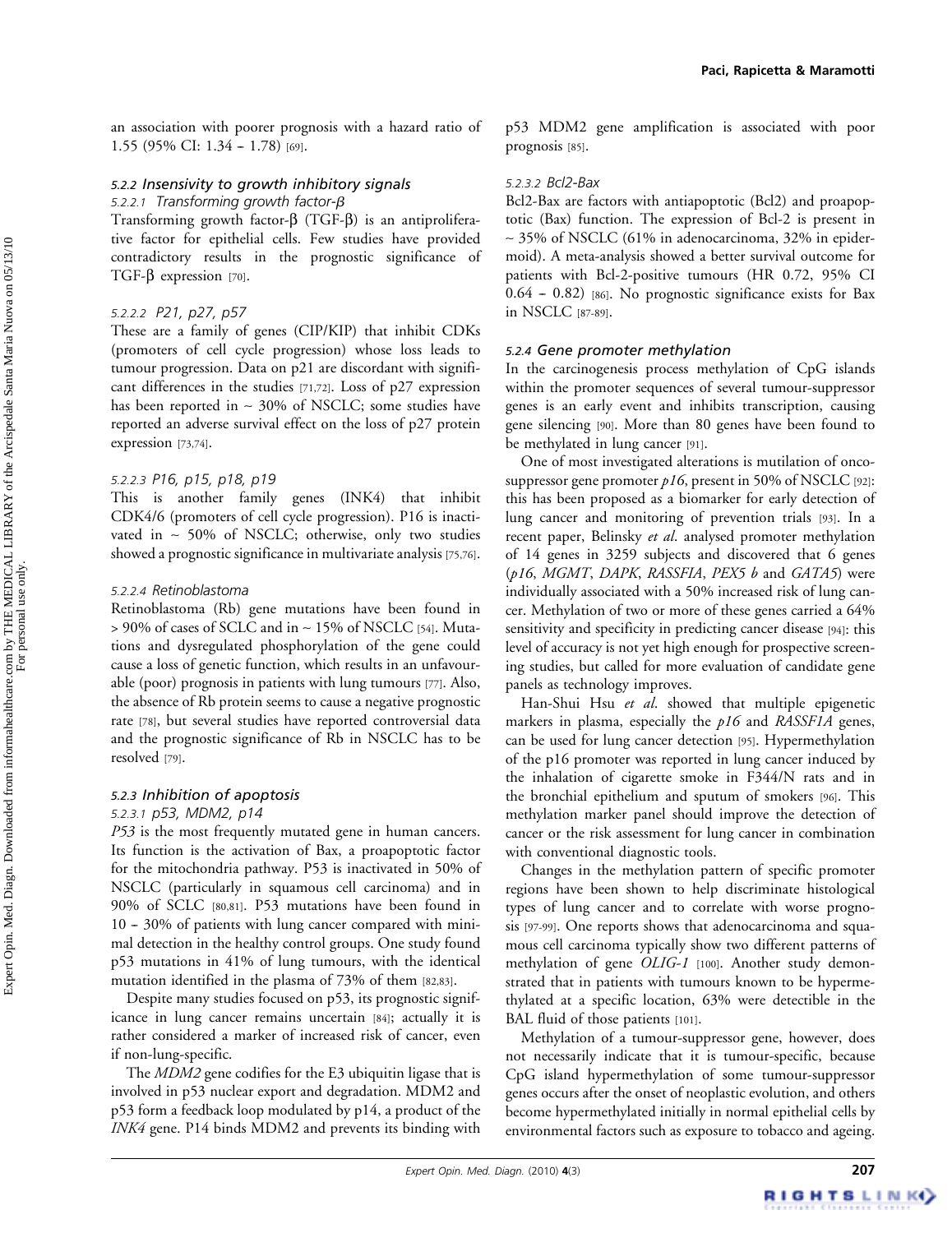an association with poorer prognosis with a hazard ratio of 1.55 (95% CI: 1.34 – 1.78) [69].

### 5.2.2 Insensivity to growth inhibitory signals

#### 5.2.2.1 Transforming growth factor-β

Transforming growth factor-β (TGF-β) is an antiproliferative factor for epithelial cells. Few studies have provided contradictory results in the prognostic significance of TGF-β expression [70].

#### 5.2.2.2 P21, p27, p57

These are a family of genes (CIP/KIP) that inhibit CDKs (promoters of cell cycle progression) whose loss leads to tumour progression. Data on p21 are discordant with significant differences in the studies [71,72]. Loss of p27 expression has been reported in ~ 30% of NSCLC; some studies have reported an adverse survival effect on the loss of p27 protein expression [73,74].

#### 5.2.2.3 P16, p15, p18, p19

This is another family genes (INK4) that inhibit CDK4/6 (promoters of cell cycle progression). P16 is inactivated in ~ 50% of NSCLC; otherwise, only two studies showed a prognostic significance in multivariate analysis [75,76].

#### 5.2.2.4 Retinoblastoma

Retinoblastoma (Rb) gene mutations have been found in > 90% of cases of SCLC and in ~ 15% of NSCLC [54]. Mutations and dysregulated phosphorylation of the gene could cause a loss of genetic function, which results in an unfavourable (poor) prognosis in patients with lung tumours [77]. Also, the absence of Rb protein seems to cause a negative prognostic rate [78], but several studies have reported controversial data and the prognostic significance of Rb in NSCLC has to be resolved [79].

### 5.2.3 Inhibition of apoptosis

#### 5.2.3.1 p53, MDM2, p14

*P53* is the most frequently mutated gene in human cancers. Its function is the activation of Bax, a proapoptotic factor for the mitochondria pathway. P53 is inactivated in 50% of NSCLC (particularly in squamous cell carcinoma) and in 90% of SCLC [80,81]. P53 mutations have been found in 10 – 30% of patients with lung cancer compared with minimal detection in the healthy control groups. One study found p53 mutations in 41% of lung tumours, with the identical mutation identified in the plasma of 73% of them [82,83].

Despite many studies focused on p53, its prognostic significance in lung cancer remains uncertain [84]; actually it is rather considered a marker of increased risk of cancer, even if non-lung-specific.

The *MDM2* gene codifies for the E3 ubiquitin ligase that is involved in p53 nuclear export and degradation. MDM2 and p53 form a feedback loop modulated by p14, a product of the *INK4* gene. P14 binds MDM2 and prevents its binding with p53 MDM2 gene amplification is associated with poor prognosis [85].

#### 5.2.3.2 Bcl2-Bax

Bcl2-Bax are factors with antiapoptotic (Bcl2) and proapoptotic (Bax) function. The expression of Bcl-2 is present in ~ 35% of NSCLC (61% in adenocarcinoma, 32% in epidermoid). A meta-analysis showed a better survival outcome for patients with Bcl-2-positive tumours (HR 0.72, 95% CI 0.64 – 0.82) [86]. No prognostic significance exists for Bax in NSCLC [87-89].

### 5.2.4 Gene promoter methylation

In the carcinogenesis process methylation of CpG islands within the promoter sequences of several tumour-suppressor genes is an early event and inhibits transcription, causing gene silencing [90]. More than 80 genes have been found to be methylated in lung cancer [91].

One of most investigated alterations is mutilation of oncosuppressor gene promoter *p16*, present in 50% of NSCLC [92]: this has been proposed as a biomarker for early detection of lung cancer and monitoring of prevention trials [93]. In a recent paper, Belinsky *et al.* analysed promoter methylation of 14 genes in 3259 subjects and discovered that 6 genes (*p16*, *MGMT*, *DAPK*, *RASSFIA*, *PEX5 b* and *GATA5*) were individually associated with a 50% increased risk of lung cancer. Methylation of two or more of these genes carried a 64% sensitivity and specificity in predicting cancer disease [94]: this level of accuracy is not yet high enough for prospective screening studies, but called for more evaluation of candidate gene panels as technology improves.

Han-Shui Hsu *et al.* showed that multiple epigenetic markers in plasma, especially the *p16* and *RASSF1A* genes, can be used for lung cancer detection [95]. Hypermethylation of the p16 promoter was reported in lung cancer induced by the inhalation of cigarette smoke in F344/N rats and in the bronchial epithelium and sputum of smokers [96]. This methylation marker panel should improve the detection of cancer or the risk assessment for lung cancer in combination with conventional diagnostic tools.

Changes in the methylation pattern of specific promoter regions have been shown to help discriminate histological types of lung cancer and to correlate with worse prognosis [97-99]. One reports shows that adenocarcinoma and squamous cell carcinoma typically show two different patterns of methylation of gene *OLIG-1* [100]. Another study demonstrated that in patients with tumours known to be hypermethylated at a specific location, 63% were detectible in the BAL fluid of those patients [101].

Methylation of a tumour-suppressor gene, however, does not necessarily indicate that it is tumour-specific, because CpG island hypermethylation of some tumour-suppressor genes occurs after the onset of neoplastic evolution, and others become hypermethylated initially in normal epithelial cells by environmental factors such as exposure to tobacco and ageing.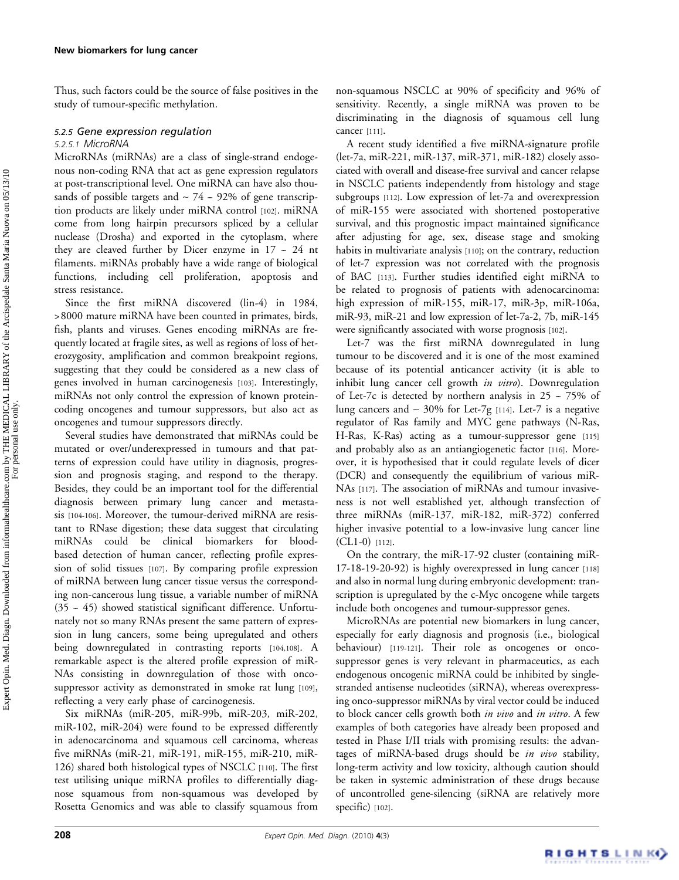Thus, such factors could be the source of false positives in the study of tumour-specific methylation.

### 5.2.5 *Gene expression regulation*

#### 5.2.5.1 *MicroRNA*

MicroRNAs (miRNAs) are a class of single-strand endogenous non-coding RNA that act as gene expression regulators at post-transcriptional level. One miRNA can have also thousands of possible targets and ~ 74 – 92% of gene transcription products are likely under miRNA control [102]. miRNA come from long hairpin precursors spliced by a cellular nuclease (Drosha) and exported in the cytoplasm, where they are cleaved further by Dicer enzyme in 17 – 24 nt filaments. miRNAs probably have a wide range of biological functions, including cell proliferation, apoptosis and stress resistance.

Since the first miRNA discovered (lin-4) in 1984, > 8000 mature miRNA have been counted in primates, birds, fish, plants and viruses. Genes encoding miRNAs are frequently located at fragile sites, as well as regions of loss of heterozygosity, amplification and common breakpoint regions, suggesting that they could be considered as a new class of genes involved in human carcinogenesis [103]. Interestingly, miRNAs not only control the expression of known protein-coding oncogenes and tumour suppressors, but also act as oncogenes and tumour suppressors directly.

Several studies have demonstrated that miRNAs could be mutated or over/underexpressed in tumours and that patterns of expression could have utility in diagnosis, progression and prognosis staging, and respond to the therapy. Besides, they could be an important tool for the differential diagnosis between primary lung cancer and metastasis [104-106]. Moreover, the tumour-derived miRNA are resistant to RNase digestion; these data suggest that circulating miRNAs could be clinical biomarkers for blood-based detection of human cancer, reflecting profile expression of solid tissues [107]. By comparing profile expression of miRNA between lung cancer tissue versus the corresponding non-cancerous lung tissue, a variable number of miRNA (35 – 45) showed statistical significant difference. Unfortunately not so many RNAs present the same pattern of expression in lung cancers, some being upregulated and others being downregulated in contrasting reports [104,108]. A remarkable aspect is the altered profile expression of miRNAs consisting in downregulation of those with onco-suppressor activity as demonstrated in smoke rat lung [109], reflecting a very early phase of carcinogenesis.

Six miRNAs (miR-205, miR-99b, miR-203, miR-202, miR-102, miR-204) were found to be expressed differently in adenocarcinoma and squamous cell carcinoma, whereas five miRNAs (miR-21, miR-191, miR-155, miR-210, miR-126) shared both histological types of NSCLC [110]. The first test utilising unique miRNA profiles to differentially diagnose squamous from non-squamous was developed by Rosetta Genomics and was able to classify squamous from non-squamous NSCLC at 90% of specificity and 96% of sensitivity. Recently, a single miRNA was proven to be discriminating in the diagnosis of squamous cell lung cancer [111].

A recent study identified a five miRNA-signature profile (let-7a, miR-221, miR-137, miR-371, miR-182) closely associated with overall and disease-free survival and cancer relapse in NSCLC patients independently from histology and stage subgroups [112]. Low expression of let-7a and overexpression of miR-155 were associated with shortened postoperative survival, and this prognostic impact maintained significance after adjusting for age, sex, disease stage and smoking habits in multivariate analysis [110]; on the contrary, reduction of let-7 expression was not correlated with the prognosis of BAC [113]. Further studies identified eight miRNA to be related to prognosis of patients with adenocarcinoma: high expression of miR-155, miR-17, miR-3p, miR-106a, miR-93, miR-21 and low expression of let-7a-2, 7b, miR-145 were significantly associated with worse prognosis [102].

Let-7 was the first miRNA downregulated in lung tumour to be discovered and it is one of the most examined because of its potential anticancer activity (it is able to inhibit lung cancer cell growth *in vitro*). Downregulation of Let-7c is detected by northern analysis in 25 – 75% of lung cancers and ~ 30% for Let-7g [114]. Let-7 is a negative regulator of Ras family and MYC gene pathways (N-Ras, H-Ras, K-Ras) acting as a tumour-suppressor gene [115] and probably also as an antiangiogenetic factor [116]. Moreover, it is hypothesised that it could regulate levels of dicer (DCR) and consequently the equilibrium of various miRNAs [117]. The association of miRNAs and tumour invasiveness is not well established yet, although transfection of three miRNAs (miR-137, miR-182, miR-372) conferred higher invasive potential to a low-invasive lung cancer line (CL1-0) [112].

On the contrary, the miR-17-92 cluster (containing miR-17-18-19-20-92) is highly overexpressed in lung cancer [118] and also in normal lung during embryonic development: transcription is upregulated by the c-Myc oncogene while targets include both oncogenes and tumour-suppressor genes.

MicroRNAs are potential new biomarkers in lung cancer, especially for early diagnosis and prognosis (i.e., biological behaviour) [119-121]. Their role as oncogenes or onco-suppressor genes is very relevant in pharmaceutics, as each endogenous oncogenic miRNA could be inhibited by single-stranded antisense nucleotides (siRNA), whereas overexpressing onco-suppressor miRNAs by viral vector could be induced to block cancer cells growth both *in vivo* and *in vitro*. A few examples of both categories have already been proposed and tested in Phase I/II trials with promising results: the advantages of miRNA-based drugs should be *in vivo* stability, long-term activity and low toxicity, although caution should be taken in systemic administration of these drugs because of uncontrolled gene-silencing (siRNA are relatively more specific) [102].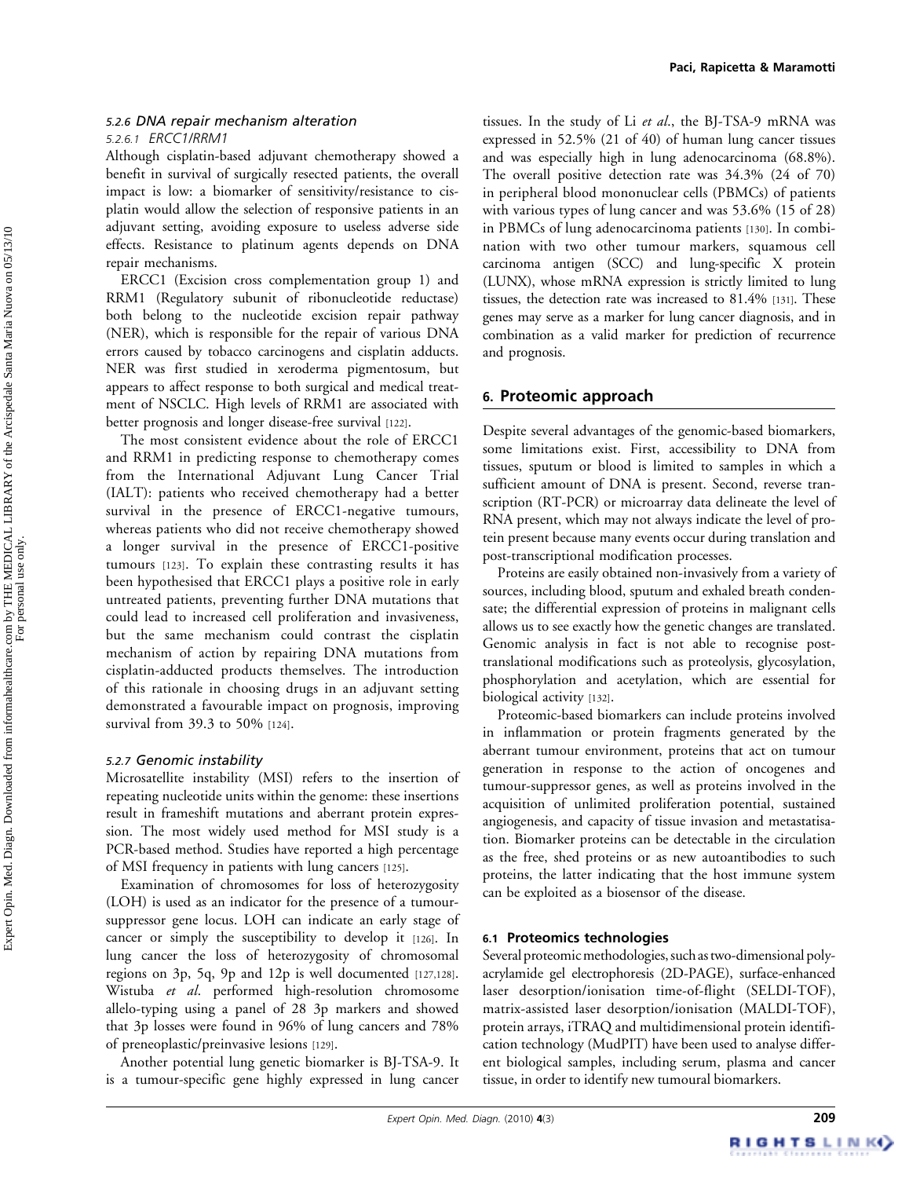#### 5.2.6 DNA repair mechanism alteration

##### 5.2.6.1 ERCC1/RRM1

Although cisplatin-based adjuvant chemotherapy showed a benefit in survival of surgically resected patients, the overall impact is low: a biomarker of sensitivity/resistance to cisplatin would allow the selection of responsive patients in an adjuvant setting, avoiding exposure to useless adverse side effects. Resistance to platinum agents depends on DNA repair mechanisms.

ERCC1 (Excision cross complementation group 1) and RRM1 (Regulatory subunit of ribonucleotide reductase) both belong to the nucleotide excision repair pathway (NER), which is responsible for the repair of various DNA errors caused by tobacco carcinogens and cisplatin adducts. NER was first studied in xeroderma pigmentosum, but appears to affect response to both surgical and medical treatment of NSCLC. High levels of RRM1 are associated with better prognosis and longer disease-free survival [122].

The most consistent evidence about the role of ERCC1 and RRM1 in predicting response to chemotherapy comes from the International Adjuvant Lung Cancer Trial (IALT): patients who received chemotherapy had a better survival in the presence of ERCC1-negative tumours, whereas patients who did not receive chemotherapy showed a longer survival in the presence of ERCC1-positive tumours [123]. To explain these contrasting results it has been hypothesised that ERCC1 plays a positive role in early untreated patients, preventing further DNA mutations that could lead to increased cell proliferation and invasiveness, but the same mechanism could contrast the cisplatin mechanism of action by repairing DNA mutations from cisplatin-adducted products themselves. The introduction of this rationale in choosing drugs in an adjuvant setting demonstrated a favourable impact on prognosis, improving survival from 39.3 to 50% [124].

#### 5.2.7 Genomic instability

Microsatellite instability (MSI) refers to the insertion of repeating nucleotide units within the genome: these insertions result in frameshift mutations and aberrant protein expression. The most widely used method for MSI study is a PCR-based method. Studies have reported a high percentage of MSI frequency in patients with lung cancers [125].

Examination of chromosomes for loss of heterozygosity (LOH) is used as an indicator for the presence of a tumour-suppressor gene locus. LOH can indicate an early stage of cancer or simply the susceptibility to develop it [126]. In lung cancer the loss of heterozygosity of chromosomal regions on 3p, 5q, 9p and 12p is well documented [127,128]. Wistuba *et al*. performed high-resolution chromosome allelo-typing using a panel of 28 3p markers and showed that 3p losses were found in 96% of lung cancers and 78% of preneoplastic/preinvasive lesions [129].

Another potential lung genetic biomarker is BJ-TSA-9. It is a tumour-specific gene highly expressed in lung cancer tissues. In the study of Li *et al*., the BJ-TSA-9 mRNA was expressed in 52.5% (21 of 40) of human lung cancer tissues and was especially high in lung adenocarcinoma (68.8%). The overall positive detection rate was 34.3% (24 of 70) in peripheral blood mononuclear cells (PBMCs) of patients with various types of lung cancer and was 53.6% (15 of 28) in PBMCs of lung adenocarcinoma patients [130]. In combination with two other tumour markers, squamous cell carcinoma antigen (SCC) and lung-specific X protein (LUNX), whose mRNA expression is strictly limited to lung tissues, the detection rate was increased to 81.4% [131]. These genes may serve as a marker for lung cancer diagnosis, and in combination as a valid marker for prediction of recurrence and prognosis.

## 6. Proteomic approach

Despite several advantages of the genomic-based biomarkers, some limitations exist. First, accessibility to DNA from tissues, sputum or blood is limited to samples in which a sufficient amount of DNA is present. Second, reverse transcription (RT-PCR) or microarray data delineate the level of RNA present, which may not always indicate the level of protein present because many events occur during translation and post-transcriptional modification processes.

Proteins are easily obtained non-invasively from a variety of sources, including blood, sputum and exhaled breath condensate; the differential expression of proteins in malignant cells allows us to see exactly how the genetic changes are translated. Genomic analysis in fact is not able to recognise post-translational modifications such as proteolysis, glycosylation, phosphorylation and acetylation, which are essential for biological activity [132].

Proteomic-based biomarkers can include proteins involved in inflammation or protein fragments generated by the aberrant tumour environment, proteins that act on tumour generation in response to the action of oncogenes and tumour-suppressor genes, as well as proteins involved in the acquisition of unlimited proliferation potential, sustained angiogenesis, and capacity of tissue invasion and metastatisation. Biomarker proteins can be detectable in the circulation as the free, shed proteins or as new autoantibodies to such proteins, the latter indicating that the host immune system can be exploited as a biosensor of the disease.

### 6.1 Proteomics technologies

Several proteomic methodologies, such as two-dimensional polyacrylamide gel electrophoresis (2D-PAGE), surface-enhanced laser desorption/ionisation time-of-flight (SELDI-TOF), matrix-assisted laser desorption/ionisation (MALDI-TOF), protein arrays, iTRAQ and multidimensional protein identification technology (MudPIT) have been used to analyse different biological samples, including serum, plasma and cancer tissue, in order to identify new tumoural biomarkers.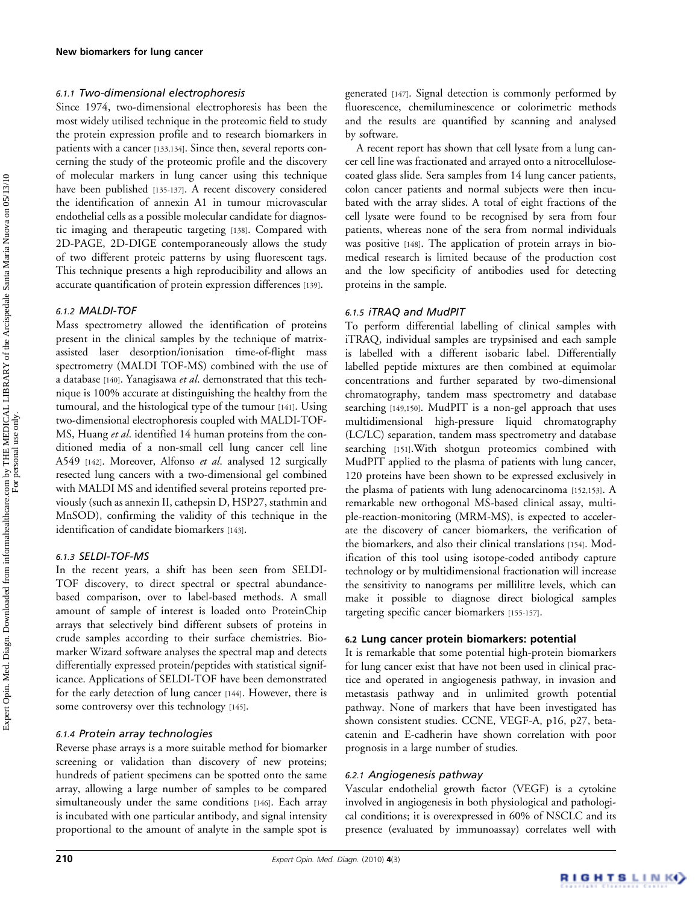#### 6.1.1 Two-dimensional electrophoresis

Since 1974, two-dimensional electrophoresis has been the most widely utilised technique in the proteomic field to study the protein expression profile and to research biomarkers in patients with a cancer [133,134]. Since then, several reports concerning the study of the proteomic profile and the discovery of molecular markers in lung cancer using this technique have been published [135-137]. A recent discovery considered the identification of annexin A1 in tumour microvascular endothelial cells as a possible molecular candidate for diagnostic imaging and therapeutic targeting [138]. Compared with 2D-PAGE, 2D-DIGE contemporaneously allows the study of two different proteic patterns by using fluorescent tags. This technique presents a high reproducibility and allows an accurate quantification of protein expression differences [139].

#### 6.1.2 MALDI-TOF

Mass spectrometry allowed the identification of proteins present in the clinical samples by the technique of matrix-assisted laser desorption/ionisation time-of-flight mass spectrometry (MALDI TOF-MS) combined with the use of a database [140]. Yanagisawa *et al*. demonstrated that this technique is 100% accurate at distinguishing the healthy from the tumoural, and the histological type of the tumour [141]. Using two-dimensional electrophoresis coupled with MALDI-TOF-MS, Huang *et al*. identified 14 human proteins from the conditioned media of a non-small cell lung cancer cell line A549 [142]. Moreover, Alfonso *et al*. analysed 12 surgically resected lung cancers with a two-dimensional gel combined with MALDI MS and identified several proteins reported previously (such as annexin II, cathepsin D, HSP27, stathmin and MnSOD), confirming the validity of this technique in the identification of candidate biomarkers [143].

#### 6.1.3 SELDI-TOF-MS

In the recent years, a shift has been seen from SELDI-TOF discovery, to direct spectral or spectral abundance-based comparison, over to label-based methods. A small amount of sample of interest is loaded onto ProteinChip arrays that selectively bind different subsets of proteins in crude samples according to their surface chemistries. Biomarker Wizard software analyses the spectral map and detects differentially expressed protein/peptides with statistical significance. Applications of SELDI-TOF have been demonstrated for the early detection of lung cancer [144]. However, there is some controversy over this technology [145].

#### 6.1.4 Protein array technologies

Reverse phase arrays is a more suitable method for biomarker screening or validation than discovery of new proteins; hundreds of patient specimens can be spotted onto the same array, allowing a large number of samples to be compared simultaneously under the same conditions [146]. Each array is incubated with one particular antibody, and signal intensity proportional to the amount of analyte in the sample spot is generated [147]. Signal detection is commonly performed by fluorescence, chemiluminescence or colorimetric methods and the results are quantified by scanning and analysed by software.

A recent report has shown that cell lysate from a lung cancer cell line was fractionated and arrayed onto a nitrocellulose-coated glass slide. Sera samples from 14 lung cancer patients, colon cancer patients and normal subjects were then incubated with the array slides. A total of eight fractions of the cell lysate were found to be recognised by sera from four patients, whereas none of the sera from normal individuals was positive [148]. The application of protein arrays in biomedical research is limited because of the production cost and the low specificity of antibodies used for detecting proteins in the sample.

#### 6.1.5 iTRAQ and MudPIT

To perform differential labelling of clinical samples with iTRAQ, individual samples are trypsinised and each sample is labelled with a different isobaric label. Differentially labelled peptide mixtures are then combined at equimolar concentrations and further separated by two-dimensional chromatography, tandem mass spectrometry and database searching [149,150]. MudPIT is a non-gel approach that uses multidimensional high-pressure liquid chromatography (LC/LC) separation, tandem mass spectrometry and database searching [151].With shotgun proteomics combined with MudPIT applied to the plasma of patients with lung cancer, 120 proteins have been shown to be expressed exclusively in the plasma of patients with lung adenocarcinoma [152,153]. A remarkable new orthogonal MS-based clinical assay, multiple-reaction-monitoring (MRM-MS), is expected to accelerate the discovery of cancer biomarkers, the verification of the biomarkers, and also their clinical translations [154]. Modification of this tool using isotope-coded antibody capture technology or by multidimensional fractionation will increase the sensitivity to nanograms per millilitre levels, which can make it possible to diagnose direct biological samples targeting specific cancer biomarkers [155-157].

### 6.2 Lung cancer protein biomarkers: potential

It is remarkable that some potential high-protein biomarkers for lung cancer exist that have not been used in clinical practice and operated in angiogenesis pathway, in invasion and metastasis pathway and in unlimited growth potential pathway. None of markers that have been investigated has shown consistent studies. CCNE, VEGF-A, p16, p27, beta-catenin and E-cadherin have shown correlation with poor prognosis in a large number of studies.

#### 6.2.1 Angiogenesis pathway

Vascular endothelial growth factor (VEGF) is a cytokine involved in angiogenesis in both physiological and pathological conditions; it is overexpressed in 60% of NSCLC and its presence (evaluated by immunoassay) correlates well with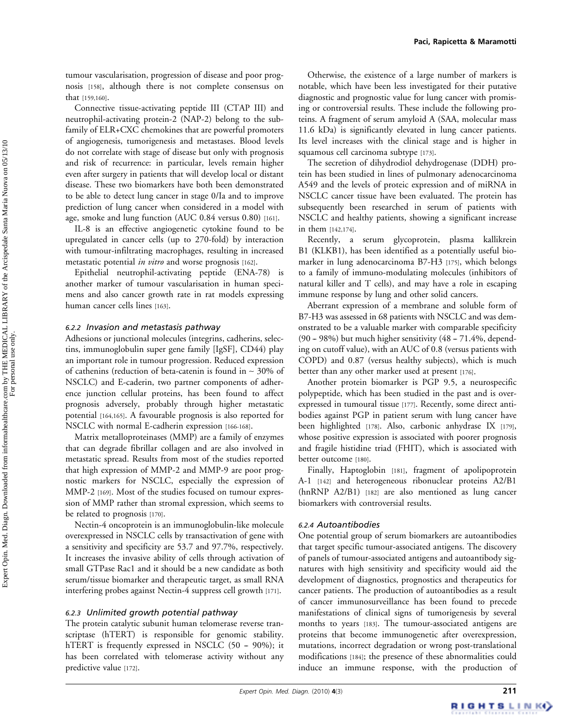tumour vascularisation, progression of disease and poor prognosis [158], although there is not complete consensus on that [159,160].

Connective tissue-activating peptide III (CTAP III) and neutrophil-activating protein-2 (NAP-2) belong to the subfamily of ELR+CXC chemokines that are powerful promoters of angiogenesis, tumorigenesis and metastases. Blood levels do not correlate with stage of disease but only with prognosis and risk of recurrence: in particular, levels remain higher even after surgery in patients that will develop local or distant disease. These two biomarkers have both been demonstrated to be able to detect lung cancer in stage 0/Ia and to improve prediction of lung cancer when considered in a model with age, smoke and lung function (AUC 0.84 versus 0.80) [161].

IL-8 is an effective angiogenetic cytokine found to be upregulated in cancer cells (up to 270-fold) by interaction with tumour-infiltrating macrophages, resulting in increased metastatic potential *in vitro* and worse prognosis [162].

Epithelial neutrophil-activating peptide (ENA-78) is another marker of tumour vascularisation in human specimens and also cancer growth rate in rat models expressing human cancer cells lines [163].

#### 6.2.2 *Invasion and metastasis pathway*

Adhesions or junctional molecules (integrins, cadherins, selectins, immunoglobulin super gene family [IgSF], CD44) play an important role in tumour progression. Reduced expression of cathenins (reduction of beta-catenin is found in ~ 30% of NSCLC) and E-caderin, two partner components of adherence junction cellular proteins, has been found to affect prognosis adversely, probably through higher metastatic potential [164,165]. A favourable prognosis is also reported for NSCLC with normal E-cadherin expression [166-168].

Matrix metalloproteinases (MMP) are a family of enzymes that can degrade fibrillar collagen and are also involved in metastatic spread. Results from most of the studies reported that high expression of MMP-2 and MMP-9 are poor prognostic markers for NSCLC, especially the expression of MMP-2 [169]. Most of the studies focused on tumour expression of MMP rather than stromal expression, which seems to be related to prognosis [170].

Nectin-4 oncoprotein is an immunoglobulin-like molecule overexpressed in NSCLC cells by transactivation of gene with a sensitivity and specificity are 53.7 and 97.7%, respectively. It increases the invasive ability of cells through activation of small GTPase Rac1 and it should be a new candidate as both serum/tissue biomarker and therapeutic target, as small RNA interfering probes against Nectin-4 suppress cell growth [171].

#### 6.2.3 *Unlimited growth potential pathway*

The protein catalytic subunit human telomerase reverse transcriptase (hTERT) is responsible for genomic stability. hTERT is frequently expressed in NSCLC (50 – 90%); it has been correlated with telomerase activity without any predictive value [172].

Otherwise, the existence of a large number of markers is notable, which have been less investigated for their putative diagnostic and prognostic value for lung cancer with promising or controversial results. These include the following proteins. A fragment of serum amyloid A (SAA, molecular mass 11.6 kDa) is significantly elevated in lung cancer patients. Its level increases with the clinical stage and is higher in squamous cell carcinoma subtype [173].

The secretion of dihydrodiol dehydrogenase (DDH) protein has been studied in lines of pulmonary adenocarcinoma A549 and the levels of proteic expression and of miRNA in NSCLC cancer tissue have been evaluated. The protein has subsequently been researched in serum of patients with NSCLC and healthy patients, showing a significant increase in them [142,174].

Recently, a serum glycoprotein, plasma kallikrein B1 (KLKB1), has been identified as a potentially useful biomarker in lung adenocarcinoma B7-H3 [175], which belongs to a family of immuno-modulating molecules (inhibitors of natural killer and T cells), and may have a role in escaping immune response by lung and other solid cancers.

Aberrant expression of a membrane and soluble form of B7-H3 was assessed in 68 patients with NSCLC and was demonstrated to be a valuable marker with comparable specificity (90 – 98%) but much higher sensitivity (48 – 71.4%, depending on cutoff value), with an AUC of 0.8 (versus patients with COPD) and 0.87 (versus healthy subjects), which is much better than any other marker used at present [176].

Another protein biomarker is PGP 9.5, a neurospecific polypeptide, which has been studied in the past and is overexpressed in tumoural tissue [177]. Recently, some direct antibodies against PGP in patient serum with lung cancer have been highlighted [178]. Also, carbonic anhydrase IX [179], whose positive expression is associated with poorer prognosis and fragile histidine triad (FHIT), which is associated with better outcome [180].

Finally, Haptoglobin [181], fragment of apolipoprotein A-1 [142] and heterogeneous ribonuclear proteins A2/B1 (hnRNP A2/B1) [182] are also mentioned as lung cancer biomarkers with controversial results.

#### 6.2.4 *Autoantibodies*

One potential group of serum biomarkers are autoantibodies that target specific tumour-associated antigens. The discovery of panels of tumour-associated antigens and autoantibody signatures with high sensitivity and specificity would aid the development of diagnostics, prognostics and therapeutics for cancer patients. The production of autoantibodies as a result of cancer immunosurveillance has been found to precede manifestations of clinical signs of tumorigenesis by several months to years [183]. The tumour-associated antigens are proteins that become immunogenetic after overexpression, mutations, incorrect degradation or wrong post-translational modifications [184]; the presence of these abnormalities could induce an immune response, with the production of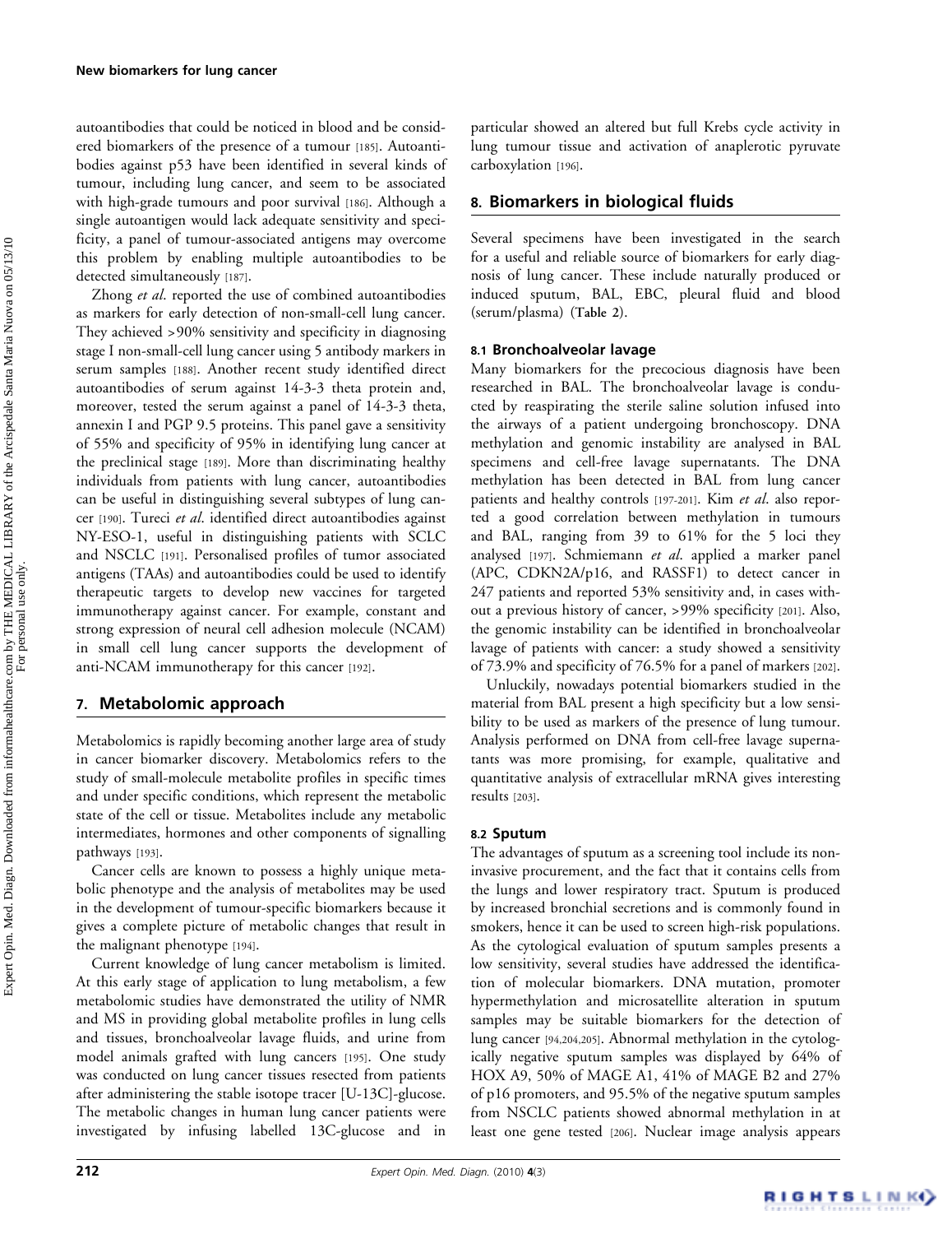autoantibodies that could be noticed in blood and be considered biomarkers of the presence of a tumour [185]. Autoantibodies against p53 have been identified in several kinds of tumour, including lung cancer, and seem to be associated with high-grade tumours and poor survival [186]. Although a single autoantigen would lack adequate sensitivity and specificity, a panel of tumour-associated antigens may overcome this problem by enabling multiple autoantibodies to be detected simultaneously [187].

Zhong *et al.* reported the use of combined autoantibodies as markers for early detection of non-small-cell lung cancer. They achieved >90% sensitivity and specificity in diagnosing stage I non-small-cell lung cancer using 5 antibody markers in serum samples [188]. Another recent study identified direct autoantibodies of serum against 14-3-3 theta protein and, moreover, tested the serum against a panel of 14-3-3 theta, annexin I and PGP 9.5 proteins. This panel gave a sensitivity of 55% and specificity of 95% in identifying lung cancer at the preclinical stage [189]. More than discriminating healthy individuals from patients with lung cancer, autoantibodies can be useful in distinguishing several subtypes of lung cancer [190]. Tureci *et al.* identified direct autoantibodies against NY-ESO-1, useful in distinguishing patients with SCLC and NSCLC [191]. Personalised profiles of tumor associated antigens (TAAs) and autoantibodies could be used to identify therapeutic targets to develop new vaccines for targeted immunotherapy against cancer. For example, constant and strong expression of neural cell adhesion molecule (NCAM) in small cell lung cancer supports the development of anti-NCAM immunotherapy for this cancer [192].

## 7. Metabolomic approach

Metabolomics is rapidly becoming another large area of study in cancer biomarker discovery. Metabolomics refers to the study of small-molecule metabolite profiles in specific times and under specific conditions, which represent the metabolic state of the cell or tissue. Metabolites include any metabolic intermediates, hormones and other components of signalling pathways [193].

Cancer cells are known to possess a highly unique metabolic phenotype and the analysis of metabolites may be used in the development of tumour-specific biomarkers because it gives a complete picture of metabolic changes that result in the malignant phenotype [194].

Current knowledge of lung cancer metabolism is limited. At this early stage of application to lung metabolism, a few metabolomic studies have demonstrated the utility of NMR and MS in providing global metabolite profiles in lung cells and tissues, bronchoalveolar lavage fluids, and urine from model animals grafted with lung cancers [195]. One study was conducted on lung cancer tissues resected from patients after administering the stable isotope tracer [U-13C]-glucose. The metabolic changes in human lung cancer patients were investigated by infusing labelled 13C-glucose and in particular showed an altered but full Krebs cycle activity in lung tumour tissue and activation of anaplerotic pyruvate carboxylation [196].

## 8. Biomarkers in biological fluids

Several specimens have been investigated in the search for a useful and reliable source of biomarkers for early diagnosis of lung cancer. These include naturally produced or induced sputum, BAL, EBC, pleural fluid and blood (serum/plasma) (**Table 2**).

### 8.1 Bronchoalveolar lavage

Many biomarkers for the precocious diagnosis have been researched in BAL. The bronchoalveolar lavage is conducted by reaspirating the sterile saline solution infused into the airways of a patient undergoing bronchoscopy. DNA methylation and genomic instability are analysed in BAL specimens and cell-free lavage supernatants. The DNA methylation has been detected in BAL from lung cancer patients and healthy controls [197-201]. Kim *et al.* also reported a good correlation between methylation in tumours and BAL, ranging from 39 to 61% for the 5 loci they analysed [197]. Schmiemann *et al.* applied a marker panel (APC, CDKN2A/p16, and RASSF1) to detect cancer in 247 patients and reported 53% sensitivity and, in cases without a previous history of cancer, >99% specificity [201]. Also, the genomic instability can be identified in bronchoalveolar lavage of patients with cancer: a study showed a sensitivity of 73.9% and specificity of 76.5% for a panel of markers [202].

Unluckily, nowadays potential biomarkers studied in the material from BAL present a high specificity but a low sensibility to be used as markers of the presence of lung tumour. Analysis performed on DNA from cell-free lavage supernatants was more promising, for example, qualitative and quantitative analysis of extracellular mRNA gives interesting results [203].

### 8.2 Sputum

The advantages of sputum as a screening tool include its non-invasive procurement, and the fact that it contains cells from the lungs and lower respiratory tract. Sputum is produced by increased bronchial secretions and is commonly found in smokers, hence it can be used to screen high-risk populations. As the cytological evaluation of sputum samples presents a low sensitivity, several studies have addressed the identification of molecular biomarkers. DNA mutation, promoter hypermethylation and microsatellite alteration in sputum samples may be suitable biomarkers for the detection of lung cancer [94,204,205]. Abnormal methylation in the cytologically negative sputum samples was displayed by 64% of HOX A9, 50% of MAGE A1, 41% of MAGE B2 and 27% of p16 promoters, and 95.5% of the negative sputum samples from NSCLC patients showed abnormal methylation in at least one gene tested [206]. Nuclear image analysis appears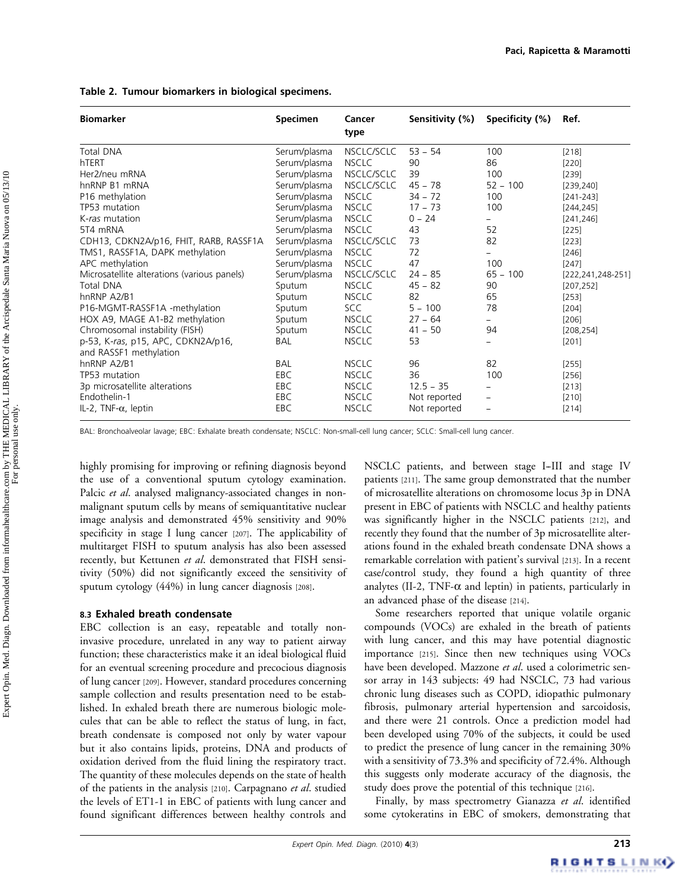**Table 2. Tumour biomarkers in biological specimens.**

| Biomarker | Specimen | Cancer type | Sensitivity (%) | Specificity (%) | Ref. |
|---|---|---|---|---|---|
| Total DNA | Serum/plasma | NSCLC/SCLC | 53 – 54 | 100 | [218] |
| hTERT | Serum/plasma | NSCLC | 90 | 86 | [220] |
| Her2/neu mRNA | Serum/plasma | NSCLC/SCLC | 39 | 100 | [239] |
| hnRNP B1 mRNA | Serum/plasma | NSCLC/SCLC | 45 – 78 | 52 – 100 | [239,240] |
| P16 methylation | Serum/plasma | NSCLC | 34 – 72 | 100 | [241-243] |
| TP53 mutation | Serum/plasma | NSCLC | 17 – 73 | 100 | [244,245] |
| K-*ras* mutation | Serum/plasma | NSCLC | 0 – 24 | – | [241,246] |
| 5T4 mRNA | Serum/plasma | NSCLC | 43 | 52 | [225] |
| CDH13, CDKN2A/p16, FHIT, RARB, RASSF1A | Serum/plasma | NSCLC/SCLC | 73 | 82 | [223] |
| TMS1, RASSF1A, DAPK methylation | Serum/plasma | NSCLC | 72 | – | [246] |
| APC methylation | Serum/plasma | NSCLC | 47 | 100 | [247] |
| Microsatellite alterations (various panels) | Serum/plasma | NSCLC/SCLC | 24 – 85 | 65 – 100 | [222,241,248-251] |
| Total DNA | Sputum | NSCLC | 45 – 82 | 90 | [207,252] |
| hnRNP A2/B1 | Sputum | NSCLC | 82 | 65 | [253] |
| P16-MGMT-RASSF1A -methylation | Sputum | SCC | 5 – 100 | 78 | [204] |
| HOX A9, MAGE A1-B2 methylation | Sputum | NSCLC | 27 – 64 | – | [206] |
| Chromosomal instability (FISH) | Sputum | NSCLC | 41 – 50 | 94 | [208,254] |
| p-53, K-*ras*, p15, APC, CDKN2A/p16, and RASSF1 methylation | BAL | NSCLC | 53 | – | [201] |
| hnRNP A2/B1 | BAL | NSCLC | 96 | 82 | [255] |
| TP53 mutation | EBC | NSCLC | 36 | 100 | [256] |
| 3p microsatellite alterations | EBC | NSCLC | 12.5 – 35 | – | [213] |
| Endothelin-1 | EBC | NSCLC | Not reported | – | [210] |
| IL-2, TNF-$\alpha$, leptin | EBC | NSCLC | Not reported | – | [214] |

BAL: Bronchoalveolar lavage; EBC: Exhalate breath condensate; NSCLC: Non-small-cell lung cancer; SCLC: Small-cell lung cancer.

highly promising for improving or refining diagnosis beyond the use of a conventional sputum cytology examination. Palcic *et al.* analysed malignancy-associated changes in non-malignant sputum cells by means of semiquantitative nuclear image analysis and demonstrated 45% sensitivity and 90% specificity in stage I lung cancer [207]. The applicability of multitarget FISH to sputum analysis has also been assessed recently, but Kettunen *et al.* demonstrated that FISH sensitivity (50%) did not significantly exceed the sensitivity of sputum cytology (44%) in lung cancer diagnosis [208].

### 8.3 Exhaled breath condensate

EBC collection is an easy, repeatable and totally non-invasive procedure, unrelated in any way to patient airway function; these characteristics make it an ideal biological fluid for an eventual screening procedure and precocious diagnosis of lung cancer [209]. However, standard procedures concerning sample collection and results presentation need to be established. In exhaled breath there are numerous biologic molecules that can be able to reflect the status of lung, in fact, breath condensate is composed not only by water vapour but it also contains lipids, proteins, DNA and products of oxidation derived from the fluid lining the respiratory tract. The quantity of these molecules depends on the state of health of the patients in the analysis [210]. Carpagnano *et al.* studied the levels of ET1-1 in EBC of patients with lung cancer and found significant differences between healthy controls and NSCLC patients, and between stage I–III and stage IV patients [211]. The same group demonstrated that the number of microsatellite alterations on chromosome locus 3p in DNA present in EBC of patients with NSCLC and healthy patients was significantly higher in the NSCLC patients [212], and recently they found that the number of 3p microsatellite alterations found in the exhaled breath condensate DNA shows a remarkable correlation with patient's survival [213]. In a recent case/control study, they found a high quantity of three analytes (Il-2, TNF-$\alpha$ and leptin) in patients, particularly in an advanced phase of the disease [214].

Some researchers reported that unique volatile organic compounds (VOCs) are exhaled in the breath of patients with lung cancer, and this may have potential diagnostic importance [215]. Since then new techniques using VOCs have been developed. Mazzone *et al.* used a colorimetric sensor array in 143 subjects: 49 had NSCLC, 73 had various chronic lung diseases such as COPD, idiopathic pulmonary fibrosis, pulmonary arterial hypertension and sarcoidosis, and there were 21 controls. Once a prediction model had been developed using 70% of the subjects, it could be used to predict the presence of lung cancer in the remaining 30% with a sensitivity of 73.3% and specificity of 72.4%. Although this suggests only moderate accuracy of the diagnosis, the study does prove the potential of this technique [216].

Finally, by mass spectrometry Gianazza *et al.* identified some cytokeratins in EBC of smokers, demonstrating that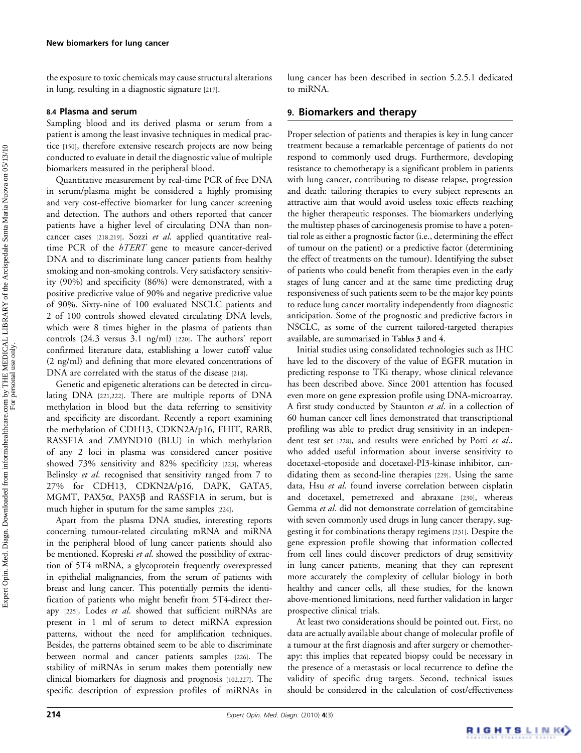the exposure to toxic chemicals may cause structural alterations in lung, resulting in a diagnostic signature [217].

### 8.4 Plasma and serum

Sampling blood and its derived plasma or serum from a patient is among the least invasive techniques in medical practice [150], therefore extensive research projects are now being conducted to evaluate in detail the diagnostic value of multiple biomarkers measured in the peripheral blood.

Quantitative measurement by real-time PCR of free DNA in serum/plasma might be considered a highly promising and very cost-effective biomarker for lung cancer screening and detection. The authors and others reported that cancer patients have a higher level of circulating DNA than non-cancer cases [218,219]. Sozzi *et al.* applied quantitative real-time PCR of the *hTERT* gene to measure cancer-derived DNA and to discriminate lung cancer patients from healthy smoking and non-smoking controls. Very satisfactory sensitivity (90%) and specificity (86%) were demonstrated, with a positive predictive value of 90% and negative predictive value of 90%. Sixty-nine of 100 evaluated NSCLC patients and 2 of 100 controls showed elevated circulating DNA levels, which were 8 times higher in the plasma of patients than controls (24.3 versus 3.1 ng/ml) [220]. The authors' report confirmed literature data, establishing a lower cutoff value (2 ng/ml) and defining that more elevated concentrations of DNA are correlated with the status of the disease [218].

Genetic and epigenetic alterations can be detected in circulating DNA [221,222]. There are multiple reports of DNA methylation in blood but the data referring to sensitivity and specificity are discordant. Recently a report examining the methylation of CDH13, CDKN2A/p16, FHIT, RARB, RASSF1A and ZMYND10 (BLU) in which methylation of any 2 loci in plasma was considered cancer positive showed 73% sensitivity and 82% specificity [223], whereas Belinsky *et al.* recognised that sensitivity ranged from 7 to 27% for CDH13, CDKN2A/p16, DAPK, GATA5, MGMT, PAX5α, PAX5β and RASSF1A in serum, but is much higher in sputum for the same samples [224].

Apart from the plasma DNA studies, interesting reports concerning tumour-related circulating mRNA and miRNA in the peripheral blood of lung cancer patients should also be mentioned. Kopreski *et al.* showed the possibility of extraction of 5T4 mRNA, a glycoprotein frequently overexpressed in epithelial malignancies, from the serum of patients with breast and lung cancer. This potentially permits the identification of patients who might benefit from 5T4-direct therapy [225]. Lodes *et al.* showed that sufficient miRNAs are present in 1 ml of serum to detect miRNA expression patterns, without the need for amplification techniques. Besides, the patterns obtained seem to be able to discriminate between normal and cancer patients samples [226]. The stability of miRNAs in serum makes them potentially new clinical biomarkers for diagnosis and prognosis [102,227]. The specific description of expression profiles of miRNAs in lung cancer has been described in section 5.2.5.1 dedicated to miRNA.

## 9. Biomarkers and therapy

Proper selection of patients and therapies is key in lung cancer treatment because a remarkable percentage of patients do not respond to commonly used drugs. Furthermore, developing resistance to chemotherapy is a significant problem in patients with lung cancer, contributing to disease relapse, progression and death: tailoring therapies to every subject represents an attractive aim that would avoid useless toxic effects reaching the higher therapeutic responses. The biomarkers underlying the multistep phases of carcinogenesis promise to have a potential role as either a prognostic factor (i.e., determining the effect of tumour on the patient) or a predictive factor (determining the effect of treatments on the tumour). Identifying the subset of patients who could benefit from therapies even in the early stages of lung cancer and at the same time predicting drug responsiveness of such patients seem to be the major key points to reduce lung cancer mortality independently from diagnostic anticipation. Some of the prognostic and predictive factors in NSCLC, as some of the current tailored-targeted therapies available, are summarised in **Tables 3** and **4**.

Initial studies using consolidated technologies such as IHC have led to the discovery of the value of EGFR mutation in predicting response to TKi therapy, whose clinical relevance has been described above. Since 2001 attention has focused even more on gene expression profile using DNA-microarray. A first study conducted by Staunton *et al.* in a collection of 60 human cancer cell lines demonstrated that transcriptional profiling was able to predict drug sensitivity in an independent test set [228], and results were enriched by Potti *et al.*, who added useful information about inverse sensitivity to docetaxel-etoposide and docetaxel-PI3-kinase inhibitor, candidating them as second-line therapies [229]. Using the same data, Hsu *et al.* found inverse correlation between cisplatin and docetaxel, pemetrexed and abraxane [230], whereas Gemma *et al.* did not demonstrate correlation of gemcitabine with seven commonly used drugs in lung cancer therapy, suggesting it for combinations therapy regimens [231]. Despite the gene expression profile showing that information collected from cell lines could discover predictors of drug sensitivity in lung cancer patients, meaning that they can represent more accurately the complexity of cellular biology in both healthy and cancer cells, all these studies, for the known above-mentioned limitations, need further validation in larger prospective clinical trials.

At least two considerations should be pointed out. First, no data are actually available about change of molecular profile of a tumour at the first diagnosis and after surgery or chemotherapy: this implies that repeated biopsy could be necessary in the presence of a metastasis or local recurrence to define the validity of specific drug targets. Second, technical issues should be considered in the calculation of cost/effectiveness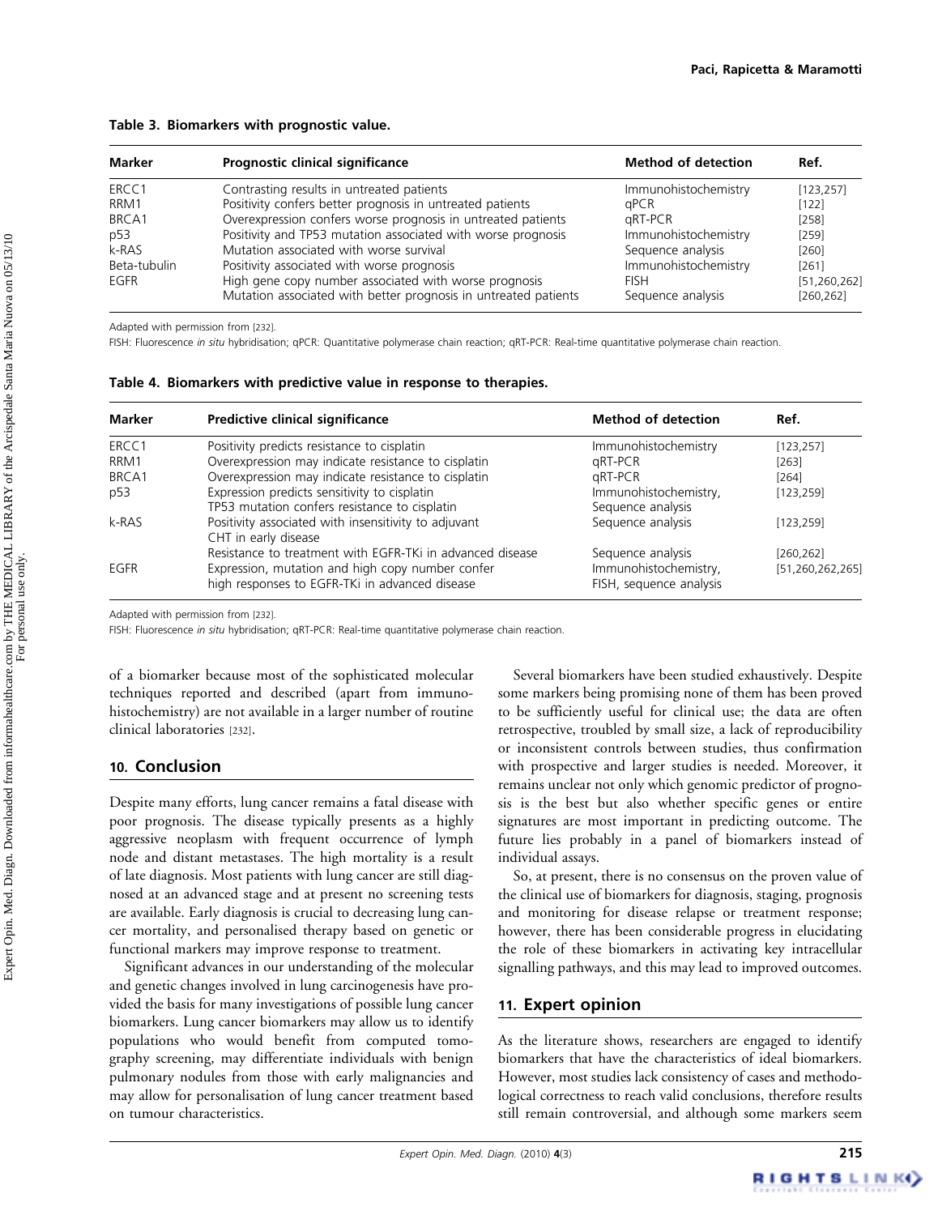**Table 3. Biomarkers with prognostic value.**

| Marker | Prognostic clinical significance | Method of detection | Ref. |
|---|---|---|---|
| ERCC1 | Contrasting results in untreated patients | Immunohistochemistry | [123,257] |
| RRM1 | Positivity confers better prognosis in untreated patients | qPCR | [122] |
| BRCA1 | Overexpression confers worse prognosis in untreated patients | qRT-PCR | [258] |
| p53 | Positivity and TP53 mutation associated with worse prognosis | Immunohistochemistry | [259] |
| k-RAS | Mutation associated with worse survival | Sequence analysis | [260] |
| Beta-tubulin | Positivity associated with worse prognosis | Immunohistochemistry | [261] |
| EGFR | High gene copy number associated with worse prognosis | FISH | [51,260,262] |
| | Mutation associated with better prognosis in untreated patients | Sequence analysis | [260,262] |

Adapted with permission from [232].

FISH: Fluorescence *in situ* hybridisation; qPCR: Quantitative polymerase chain reaction; qRT-PCR: Real-time quantitative polymerase chain reaction.

**Table 4. Biomarkers with predictive value in response to therapies.**

| Marker | Predictive clinical significance | Method of detection | Ref. |
|---|---|---|---|
| ERCC1 | Positivity predicts resistance to cisplatin | Immunohistochemistry | [123,257] |
| RRM1 | Overexpression may indicate resistance to cisplatin | qRT-PCR | [263] |
| BRCA1 | Overexpression may indicate resistance to cisplatin | qRT-PCR | [264] |
| p53 | Expression predicts sensitivity to cisplatin<br>TP53 mutation confers resistance to cisplatin | Immunohistochemistry,<br>Sequence analysis | [123,259] |
| k-RAS | Positivity associated with insensitivity to adjuvant CHT in early disease | Sequence analysis | [123,259] |
| | Resistance to treatment with EGFR-TKi in advanced disease | Sequence analysis | [260,262] |
| EGFR | Expression, mutation and high copy number confer high responses to EGFR-TKi in advanced disease | Immunohistochemistry, FISH, sequence analysis | [51,260,262,265] |

Adapted with permission from [232].

FISH: Fluorescence *in situ* hybridisation; qRT-PCR: Real-time quantitative polymerase chain reaction.

of a biomarker because most of the sophisticated molecular techniques reported and described (apart from immunohistochemistry) are not available in a larger number of routine clinical laboratories [232].

## 10. Conclusion

Despite many efforts, lung cancer remains a fatal disease with poor prognosis. The disease typically presents as a highly aggressive neoplasm with frequent occurrence of lymph node and distant metastases. The high mortality is a result of late diagnosis. Most patients with lung cancer are still diagnosed at an advanced stage and at present no screening tests are available. Early diagnosis is crucial to decreasing lung cancer mortality, and personalised therapy based on genetic or functional markers may improve response to treatment.

Significant advances in our understanding of the molecular and genetic changes involved in lung carcinogenesis have provided the basis for many investigations of possible lung cancer biomarkers. Lung cancer biomarkers may allow us to identify populations who would benefit from computed tomography screening, may differentiate individuals with benign pulmonary nodules from those with early malignancies and may allow for personalisation of lung cancer treatment based on tumour characteristics.

Several biomarkers have been studied exhaustively. Despite some markers being promising none of them has been proved to be sufficiently useful for clinical use; the data are often retrospective, troubled by small size, a lack of reproducibility or inconsistent controls between studies, thus confirmation with prospective and larger studies is needed. Moreover, it remains unclear not only which genomic predictor of prognosis is the best but also whether specific genes or entire signatures are most important in predicting outcome. The future lies probably in a panel of biomarkers instead of individual assays.

So, at present, there is no consensus on the proven value of the clinical use of biomarkers for diagnosis, staging, prognosis and monitoring for disease relapse or treatment response; however, there has been considerable progress in elucidating the role of these biomarkers in activating key intracellular signalling pathways, and this may lead to improved outcomes.

## 11. Expert opinion

As the literature shows, researchers are engaged to identify biomarkers that have the characteristics of ideal biomarkers. However, most studies lack consistency of cases and methodological correctness to reach valid conclusions, therefore results still remain controversial, and although some markers seem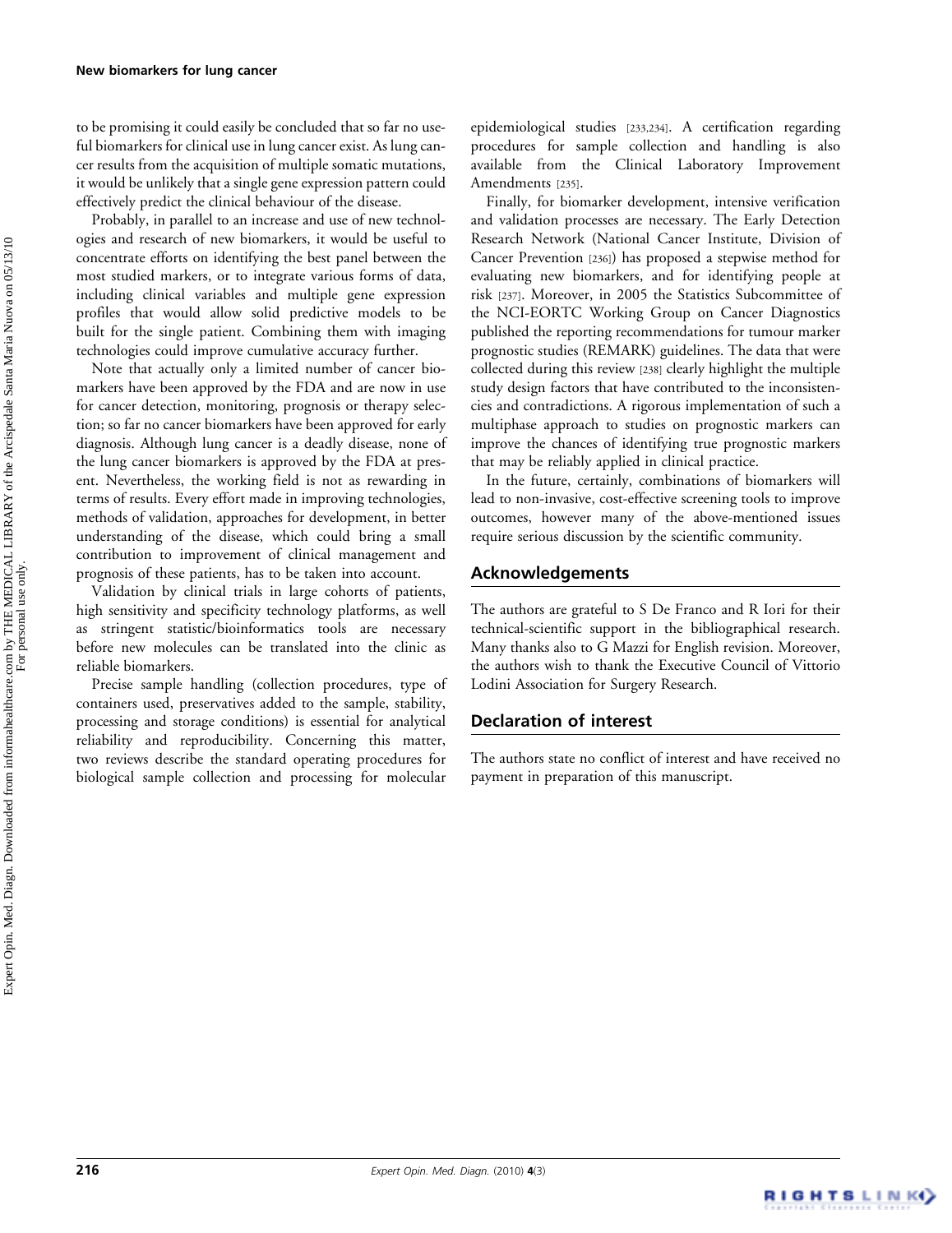to be promising it could easily be concluded that so far no useful biomarkers for clinical use in lung cancer exist. As lung cancer results from the acquisition of multiple somatic mutations, it would be unlikely that a single gene expression pattern could effectively predict the clinical behaviour of the disease.

Probably, in parallel to an increase and use of new technologies and research of new biomarkers, it would be useful to concentrate efforts on identifying the best panel between the most studied markers, or to integrate various forms of data, including clinical variables and multiple gene expression profiles that would allow solid predictive models to be built for the single patient. Combining them with imaging technologies could improve cumulative accuracy further.

Note that actually only a limited number of cancer biomarkers have been approved by the FDA and are now in use for cancer detection, monitoring, prognosis or therapy selection; so far no cancer biomarkers have been approved for early diagnosis. Although lung cancer is a deadly disease, none of the lung cancer biomarkers is approved by the FDA at present. Nevertheless, the working field is not as rewarding in terms of results. Every effort made in improving technologies, methods of validation, approaches for development, in better understanding of the disease, which could bring a small contribution to improvement of clinical management and prognosis of these patients, has to be taken into account.

Validation by clinical trials in large cohorts of patients, high sensitivity and specificity technology platforms, as well as stringent statistic/bioinformatics tools are necessary before new molecules can be translated into the clinic as reliable biomarkers.

Precise sample handling (collection procedures, type of containers used, preservatives added to the sample, stability, processing and storage conditions) is essential for analytical reliability and reproducibility. Concerning this matter, two reviews describe the standard operating procedures for biological sample collection and processing for molecular epidemiological studies [233,234]. A certification regarding procedures for sample collection and handling is also available from the Clinical Laboratory Improvement Amendments [235].

Finally, for biomarker development, intensive verification and validation processes are necessary. The Early Detection Research Network (National Cancer Institute, Division of Cancer Prevention [236]) has proposed a stepwise method for evaluating new biomarkers, and for identifying people at risk [237]. Moreover, in 2005 the Statistics Subcommittee of the NCI-EORTC Working Group on Cancer Diagnostics published the reporting recommendations for tumour marker prognostic studies (REMARK) guidelines. The data that were collected during this review [238] clearly highlight the multiple study design factors that have contributed to the inconsistencies and contradictions. A rigorous implementation of such a multiphase approach to studies on prognostic markers can improve the chances of identifying true prognostic markers that may be reliably applied in clinical practice.

In the future, certainly, combinations of biomarkers will lead to non-invasive, cost-effective screening tools to improve outcomes, however many of the above-mentioned issues require serious discussion by the scientific community.

## Acknowledgements

The authors are grateful to S De Franco and R Iori for their technical-scientific support in the bibliographical research. Many thanks also to G Mazzi for English revision. Moreover, the authors wish to thank the Executive Council of Vittorio Lodini Association for Surgery Research.

## Declaration of interest

The authors state no conflict of interest and have received no payment in preparation of this manuscript.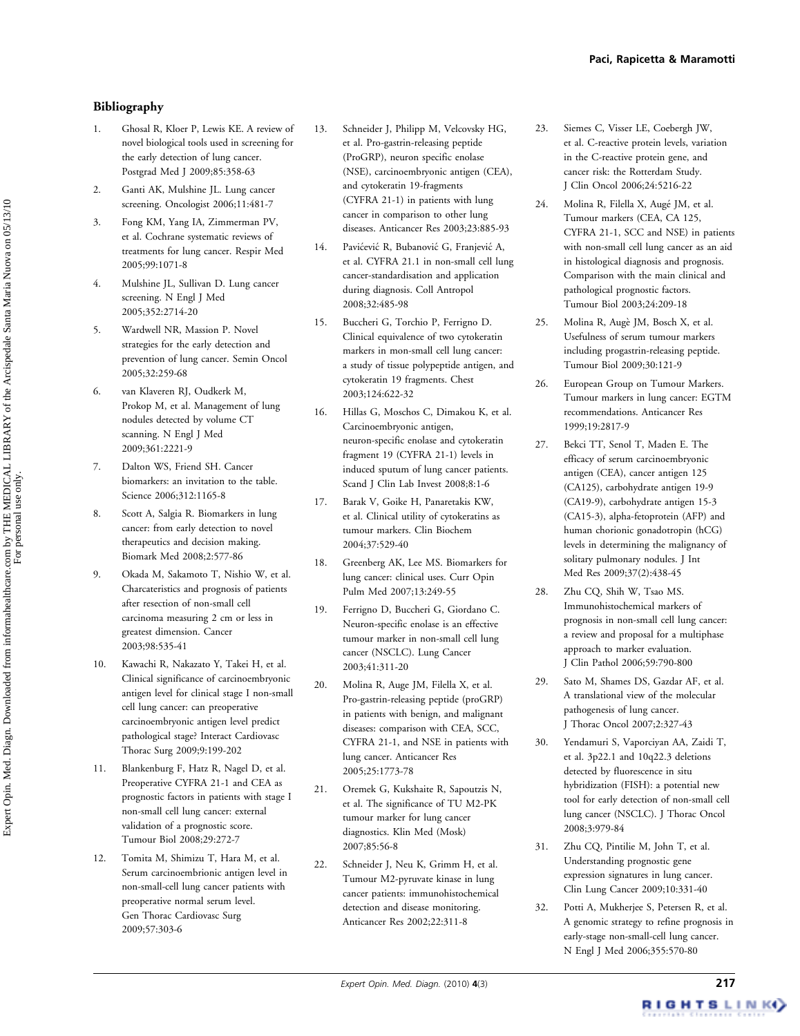## Bibliography

1. Ghosal R, Kloer P, Lewis KE. A review of novel biological tools used in screening for the early detection of lung cancer. Postgrad Med J 2009;85:358-63
2. Ganti AK, Mulshine JL. Lung cancer screening. Oncologist 2006;11:481-7
3. Fong KM, Yang IA, Zimmerman PV, et al. Cochrane systematic reviews of treatments for lung cancer. Respir Med 2005;99:1071-8
4. Mulshine JL, Sullivan D. Lung cancer screening. N Engl J Med 2005;352:2714-20
5. Wardwell NR, Massion P. Novel strategies for the early detection and prevention of lung cancer. Semin Oncol 2005;32:259-68
6. van Klaveren RJ, Oudkerk M, Prokop M, et al. Management of lung nodules detected by volume CT scanning. N Engl J Med 2009;361:2221-9
7. Dalton WS, Friend SH. Cancer biomarkers: an invitation to the table. Science 2006;312:1165-8
8. Scott A, Salgia R. Biomarkers in lung cancer: from early detection to novel therapeutics and decision making. Biomark Med 2008;2:577-86
9. Okada M, Sakamoto T, Nishio W, et al. Charcateristics and prognosis of patients after resection of non-small cell carcinoma measuring 2 cm or less in greatest dimension. Cancer 2003;98:535-41
10. Kawachi R, Nakazato Y, Takei H, et al. Clinical significance of carcinoembryonic antigen level for clinical stage I non-small cell lung cancer: can preoperative carcinoembryonic antigen level predict pathological stage? Interact Cardiovasc Thorac Surg 2009;9:199-202
11. Blankenburg F, Hatz R, Nagel D, et al. Preoperative CYFRA 21-1 and CEA as prognostic factors in patients with stage I non-small cell lung cancer: external validation of a prognostic score. Tumour Biol 2008;29:272-7
12. Tomita M, Shimizu T, Hara M, et al. Serum carcinoembrionic antigen level in non-small-cell lung cancer patients with preoperative normal serum level. Gen Thorac Cardiovasc Surg 2009;57:303-6
13. Schneider J, Philipp M, Velcovsky HG, et al. Pro-gastrin-releasing peptide (ProGRP), neuron specific enolase (NSE), carcinoembryonic antigen (CEA), and cytokeratin 19-fragments (CYFRA 21-1) in patients with lung cancer in comparison to other lung diseases. Anticancer Res 2003;23:885-93
14. Pavićević R, Bubanović G, Franjević A, et al. CYFRA 21.1 in non-small cell lung cancer-standardisation and application during diagnosis. Coll Antropol 2008;32:485-98
15. Buccheri G, Torchio P, Ferrigno D. Clinical equivalence of two cytokeratin markers in mon-small cell lung cancer: a study of tissue polypeptide antigen, and cytokeratin 19 fragments. Chest 2003;124:622-32
16. Hillas G, Moschos C, Dimakou K, et al. Carcinoembryonic antigen, neuron-specific enolase and cytokeratin fragment 19 (CYFRA 21-1) levels in induced sputum of lung cancer patients. Scand J Clin Lab Invest 2008;8:1-6
17. Barak V, Goike H, Panaretakis KW, et al. Clinical utility of cytokeratins as tumour markers. Clin Biochem 2004;37:529-40
18. Greenberg AK, Lee MS. Biomarkers for lung cancer: clinical uses. Curr Opin Pulm Med 2007;13:249-55
19. Ferrigno D, Buccheri G, Giordano C. Neuron-specific enolase is an effective tumour marker in non-small cell lung cancer (NSCLC). Lung Cancer 2003;41:311-20
20. Molina R, Auge JM, Filella X, et al. Pro-gastrin-releasing peptide (proGRP) in patients with benign, and malignant diseases: comparison with CEA, SCC, CYFRA 21-1, and NSE in patients with lung cancer. Anticancer Res 2005;25:1773-78
21. Oremek G, Kukshaite R, Sapoutzis N, et al. The significance of TU M2-PK tumour marker for lung cancer diagnostics. Klin Med (Mosk) 2007;85:56-8
22. Schneider J, Neu K, Grimm H, et al. Tumour M2-pyruvate kinase in lung cancer patients: immunohistochemical detection and disease monitoring. Anticancer Res 2002;22:311-8
23. Siemes C, Visser LE, Coebergh JW, et al. C-reactive protein levels, variation in the C-reactive protein gene, and cancer risk: the Rotterdam Study. J Clin Oncol 2006;24:5216-22
24. Molina R, Filella X, Augé JM, et al. Tumour markers (CEA, CA 125, CYFRA 21-1, SCC and NSE) in patients with non-small cell lung cancer as an aid in histological diagnosis and prognosis. Comparison with the main clinical and pathological prognostic factors. Tumour Biol 2003;24:209-18
25. Molina R, Augè JM, Bosch X, et al. Usefulness of serum tumour markers including progastrin-releasing peptide. Tumour Biol 2009;30:121-9
26. European Group on Tumour Markers. Tumour markers in lung cancer: EGTM recommendations. Anticancer Res 1999;19:2817-9
27. Bekci TT, Senol T, Maden E. The efficacy of serum carcinoembryonic antigen (CEA), cancer antigen 125 (CA125), carbohydrate antigen 19-9 (CA19-9), carbohydrate antigen 15-3 (CA15-3), alpha-fetoprotein (AFP) and human chorionic gonadotropin (hCG) levels in determining the malignancy of solitary pulmonary nodules. J Int Med Res 2009;37(2):438-45
28. Zhu CQ, Shih W, Tsao MS. Immunohistochemical markers of prognosis in non-small cell lung cancer: a review and proposal for a multiphase approach to marker evaluation. J Clin Pathol 2006;59:790-800
29. Sato M, Shames DS, Gazdar AF, et al. A translational view of the molecular pathogenesis of lung cancer. J Thorac Oncol 2007;2:327-43
30. Yendamuri S, Vaporciyan AA, Zaidi T, et al. 3p22.1 and 10q22.3 deletions detected by fluorescence in situ hybridization (FISH): a potential new tool for early detection of non-small cell lung cancer (NSCLC). J Thorac Oncol 2008;3:979-84
31. Zhu CQ, Pintilie M, John T, et al. Understanding prognostic gene expression signatures in lung cancer. Clin Lung Cancer 2009;10:331-40
32. Potti A, Mukherjee S, Petersen R, et al. A genomic strategy to refine prognosis in early-stage non-small-cell lung cancer. N Engl J Med 2006;355:570-80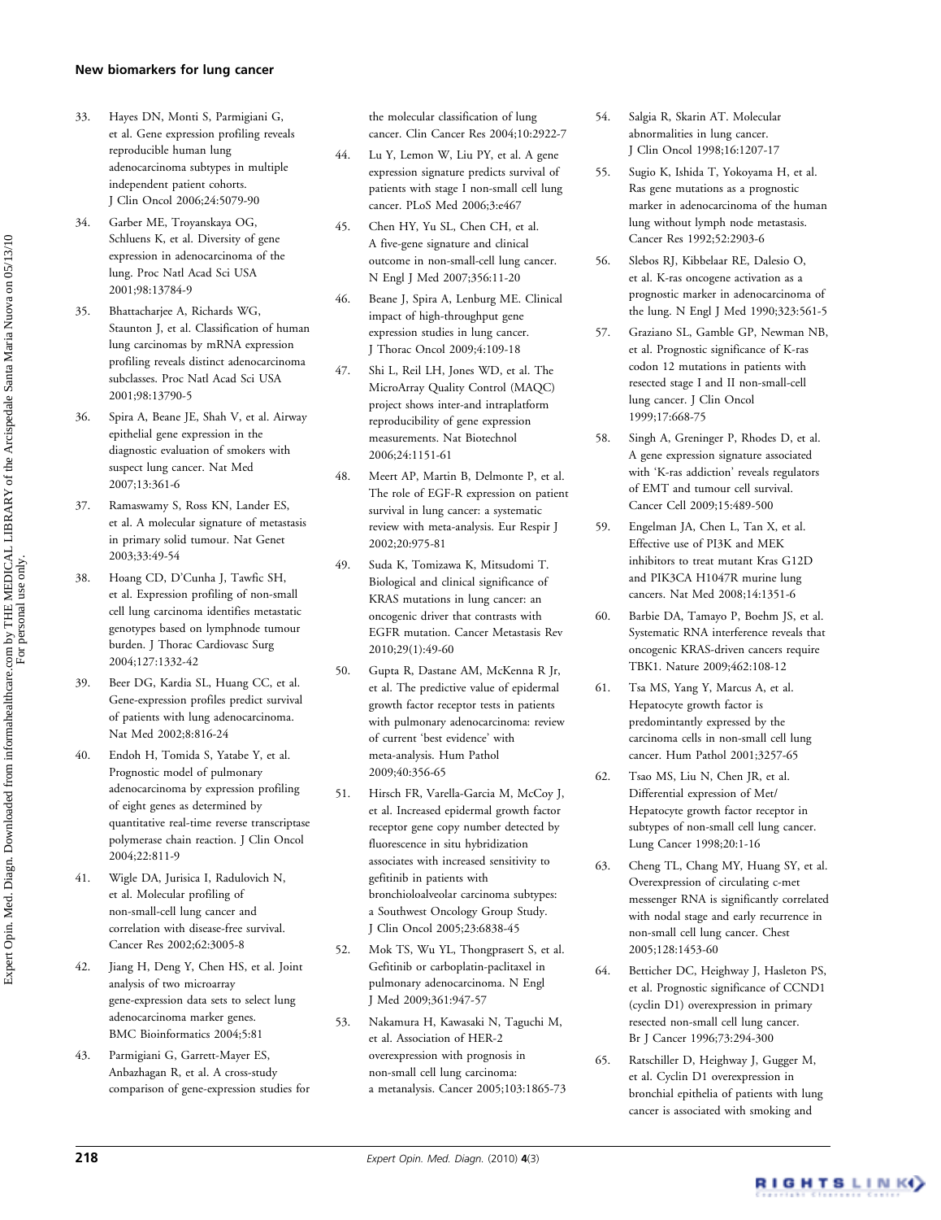33. Hayes DN, Monti S, Parmigiani G, et al. Gene expression profiling reveals reproducible human lung adenocarcinoma subtypes in multiple independent patient cohorts. J Clin Oncol 2006;24:5079-90

34. Garber ME, Troyanskaya OG, Schluens K, et al. Diversity of gene expression in adenocarcinoma of the lung. Proc Natl Acad Sci USA 2001;98:13784-9

35. Bhattacharjee A, Richards WG, Staunton J, et al. Classification of human lung carcinomas by mRNA expression profiling reveals distinct adenocarcinoma subclasses. Proc Natl Acad Sci USA 2001;98:13790-5

36. Spira A, Beane JE, Shah V, et al. Airway epithelial gene expression in the diagnostic evaluation of smokers with suspect lung cancer. Nat Med 2007;13:361-6

37. Ramaswamy S, Ross KN, Lander ES, et al. A molecular signature of metastasis in primary solid tumour. Nat Genet 2003;33:49-54

38. Hoang CD, D'Cunha J, Tawfic SH, et al. Expression profiling of non-small cell lung carcinoma identifies metastatic genotypes based on lymphnode tumour burden. J Thorac Cardiovasc Surg 2004;127:1332-42

39. Beer DG, Kardia SL, Huang CC, et al. Gene-expression profiles predict survival of patients with lung adenocarcinoma. Nat Med 2002;8:816-24

40. Endoh H, Tomida S, Yatabe Y, et al. Prognostic model of pulmonary adenocarcinoma by expression profiling of eight genes as determined by quantitative real-time reverse transcriptase polymerase chain reaction. J Clin Oncol 2004;22:811-9

41. Wigle DA, Jurisica I, Radulovich N, et al. Molecular profiling of non-small-cell lung cancer and correlation with disease-free survival. Cancer Res 2002;62:3005-8

42. Jiang H, Deng Y, Chen HS, et al. Joint analysis of two microarray gene-expression data sets to select lung adenocarcinoma marker genes. BMC Bioinformatics 2004;5:81

43. Parmigiani G, Garrett-Mayer ES, Anbazhagan R, et al. A cross-study comparison of gene-expression studies for the molecular classification of lung cancer. Clin Cancer Res 2004;10:2922-7

44. Lu Y, Lemon W, Liu PY, et al. A gene expression signature predicts survival of patients with stage I non-small cell lung cancer. PLoS Med 2006;3:e467

45. Chen HY, Yu SL, Chen CH, et al. A five-gene signature and clinical outcome in non-small-cell lung cancer. N Engl J Med 2007;356:11-20

46. Beane J, Spira A, Lenburg ME. Clinical impact of high-throughput gene expression studies in lung cancer. J Thorac Oncol 2009;4:109-18

47. Shi L, Reil LH, Jones WD, et al. The MicroArray Quality Control (MAQC) project shows inter-and intraplatform reproducibility of gene expression measurements. Nat Biotechnol 2006;24:1151-61

48. Meert AP, Martin B, Delmonte P, et al. The role of EGF-R expression on patient survival in lung cancer: a systematic review with meta-analysis. Eur Respir J 2002;20:975-81

49. Suda K, Tomizawa K, Mitsudomi T. Biological and clinical significance of KRAS mutations in lung cancer: an oncogenic driver that contrasts with EGFR mutation. Cancer Metastasis Rev 2010;29(1):49-60

50. Gupta R, Dastane AM, McKenna R Jr, et al. The predictive value of epidermal growth factor receptor tests in patients with pulmonary adenocarcinoma: review of current 'best evidence' with meta-analysis. Hum Pathol 2009;40:356-65

51. Hirsch FR, Varella-Garcia M, McCoy J, et al. Increased epidermal growth factor receptor gene copy number detected by fluorescence in situ hybridization associates with increased sensitivity to gefitinib in patients with bronchioloalveolar carcinoma subtypes: a Southwest Oncology Group Study. J Clin Oncol 2005;23:6838-45

52. Mok TS, Wu YL, Thongprasert S, et al. Gefitinib or carboplatin-paclitaxel in pulmonary adenocarcinoma. N Engl J Med 2009;361:947-57

53. Nakamura H, Kawasaki N, Taguchi M, et al. Association of HER-2 overexpression with prognosis in non-small cell lung carcinoma: a metanalysis. Cancer 2005;103:1865-73

54. Salgia R, Skarin AT. Molecular abnormalities in lung cancer. J Clin Oncol 1998;16:1207-17

55. Sugio K, Ishida T, Yokoyama H, et al. Ras gene mutations as a prognostic marker in adenocarcinoma of the human lung without lymph node metastasis. Cancer Res 1992;52:2903-6

56. Slebos RJ, Kibbelaar RE, Dalesio O, et al. K-ras oncogene activation as a prognostic marker in adenocarcinoma of the lung. N Engl J Med 1990;323:561-5

57. Graziano SL, Gamble GP, Newman NB, et al. Prognostic significance of K-ras codon 12 mutations in patients with resected stage I and II non-small-cell lung cancer. J Clin Oncol 1999;17:668-75

58. Singh A, Greninger P, Rhodes D, et al. A gene expression signature associated with 'K-ras addiction' reveals regulators of EMT and tumour cell survival. Cancer Cell 2009;15:489-500

59. Engelman JA, Chen L, Tan X, et al. Effective use of PI3K and MEK inhibitors to treat mutant Kras G12D and PIK3CA H1047R murine lung cancers. Nat Med 2008;14:1351-6

60. Barbie DA, Tamayo P, Boehm JS, et al. Systematic RNA interference reveals that oncogenic KRAS-driven cancers require TBK1. Nature 2009;462:108-12

61. Tsa MS, Yang Y, Marcus A, et al. Hepatocyte growth factor is predomintantly expressed by the carcinoma cells in non-small cell lung cancer. Hum Pathol 2001;32:57-65

62. Tsao MS, Liu N, Chen JR, et al. Differential expression of Met/ Hepatocyte growth factor receptor in subtypes of non-small cell lung cancer. Lung Cancer 1998;20:1-16

63. Cheng TL, Chang MY, Huang SY, et al. Overexpression of circulating c-met messenger RNA is significantly correlated with nodal stage and early recurrence in non-small cell lung cancer. Chest 2005;128:1453-60

64. Betticher DC, Heighway J, Hasleton PS, et al. Prognostic significance of CCND1 (cyclin D1) overexpression in primary resected non-small cell lung cancer. Br J Cancer 1996;73:294-300

65. Ratschiller D, Heighway J, Gugger M, et al. Cyclin D1 overexpression in bronchial epithelia of patients with lung cancer is associated with smoking and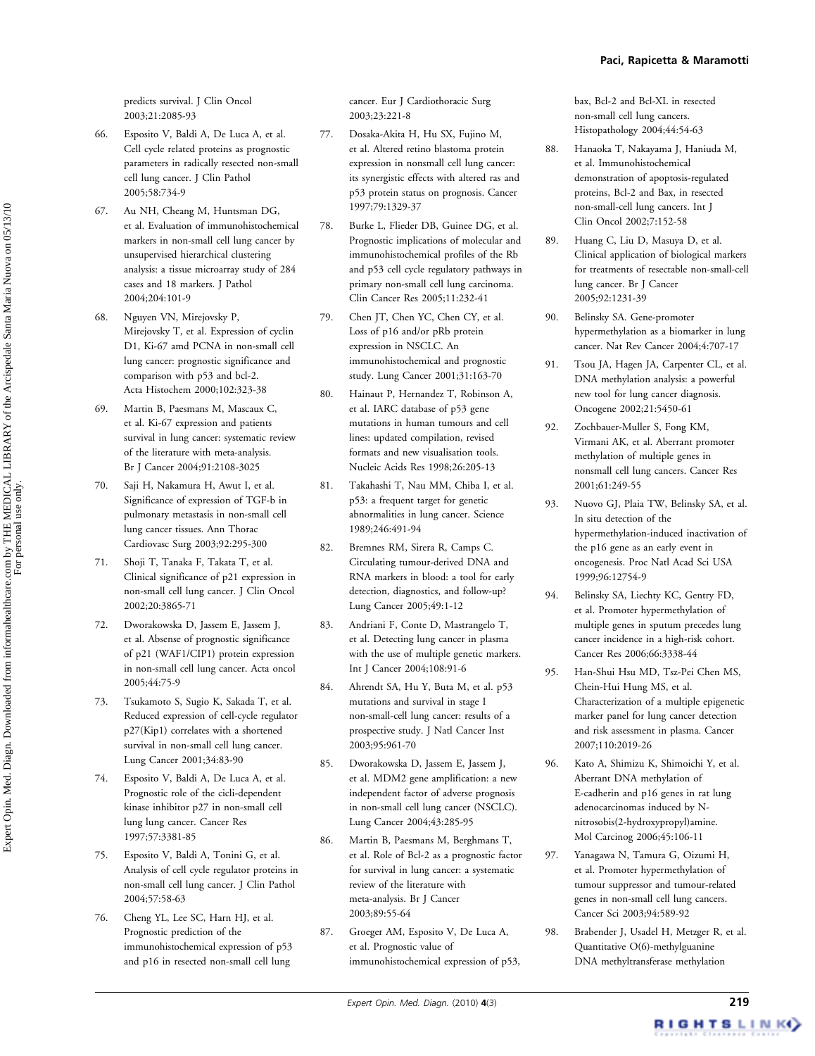predicts survival. J Clin Oncol 2003;21:2085-93

66. Esposito V, Baldi A, De Luca A, et al. Cell cycle related proteins as prognostic parameters in radically resected non-small cell lung cancer. J Clin Pathol 2005;58:734-9

67. Au NH, Cheang M, Huntsman DG, et al. Evaluation of immunohistochemical markers in non-small cell lung cancer by unsupervised hierarchical clustering analysis: a tissue microarray study of 284 cases and 18 markers. J Pathol 2004;204:101-9

68. Nguyen VN, Mirejovsky P, Mirejovsky T, et al. Expression of cyclin D1, Ki-67 amd PCNA in non-small cell lung cancer: prognostic significance and comparison with p53 and bcl-2. Acta Histochem 2000;102:323-38

69. Martin B, Paesmans M, Mascaux C, et al. Ki-67 expression and patients survival in lung cancer: systematic review of the literature with meta-analysis. Br J Cancer 2004;91:2108-3025

70. Saji H, Nakamura H, Awut I, et al. Significance of expression of TGF-b in pulmonary metastasis in non-small cell lung cancer tissues. Ann Thorac Cardiovasc Surg 2003;92:295-300

71. Shoji T, Tanaka F, Takata T, et al. Clinical significance of p21 expression in non-small cell lung cancer. J Clin Oncol 2002;20:3865-71

72. Dworakowska D, Jassem E, Jassem J, et al. Absense of prognostic significance of p21 (WAF1/CIP1) protein expression in non-small cell lung cancer. Acta oncol 2005;44:75-9

73. Tsukamoto S, Sugio K, Sakada T, et al. Reduced expression of cell-cycle regulator p27(Kip1) correlates with a shortened survival in non-small cell lung cancer. Lung Cancer 2001;34:83-90

74. Esposito V, Baldi A, De Luca A, et al. Prognostic role of the cicli-dependent kinase inhibitor p27 in non-small cell lung lung cancer. Cancer Res 1997;57:3381-85

75. Esposito V, Baldi A, Tonini G, et al. Analysis of cell cycle regulator proteins in non-small cell lung cancer. J Clin Pathol 2004;57:58-63

76. Cheng YL, Lee SC, Harn HJ, et al. Prognostic prediction of the immunohistochemical expression of p53 and p16 in resected non-small cell lung cancer. Eur J Cardiothoracic Surg 2003;23:221-8

77. Dosaka-Akita H, Hu SX, Fujino M, et al. Altered retino blastoma protein expression in nonsmall cell lung cancer: its synergistic effects with altered ras and p53 protein status on prognosis. Cancer 1997;79:1329-37

78. Burke L, Flieder DB, Guinee DG, et al. Prognostic implications of molecular and immunohistochemical profiles of the Rb and p53 cell cycle regulatory pathways in primary non-small cell lung carcinoma. Clin Cancer Res 2005;11:232-41

79. Chen JT, Chen YC, Chen CY, et al. Loss of p16 and/or pRb protein expression in NSCLC. An immunohistochemical and prognostic study. Lung Cancer 2001;31:163-70

80. Hainaut P, Hernandez T, Robinson A, et al. IARC database of p53 gene mutations in human tumours and cell lines: updated compilation, revised formats and new visualisation tools. Nucleic Acids Res 1998;26:205-13

81. Takahashi T, Nau MM, Chiba I, et al. p53: a frequent target for genetic abnormalities in lung cancer. Science 1989;246:491-94

82. Bremnes RM, Sirera R, Camps C. Circulating tumour-derived DNA and RNA markers in blood: a tool for early detection, diagnostics, and follow-up? Lung Cancer 2005;49:1-12

83. Andriani F, Conte D, Mastrangelo T, et al. Detecting lung cancer in plasma with the use of multiple genetic markers. Int J Cancer 2004;108:91-6

84. Ahrendt SA, Hu Y, Buta M, et al. p53 mutations and survival in stage I non-small-cell lung cancer: results of a prospective study. J Natl Cancer Inst 2003;95:961-70

85. Dworakowska D, Jassem E, Jassem J, et al. MDM2 gene amplification: a new independent factor of adverse prognosis in non-small cell lung cancer (NSCLC). Lung Cancer 2004;43:285-95

86. Martin B, Paesmans M, Berghmans T, et al. Role of Bcl-2 as a prognostic factor for survival in lung cancer: a systematic review of the literature with meta-analysis. Br J Cancer 2003;89:55-64

87. Groeger AM, Esposito V, De Luca A, et al. Prognostic value of immunohistochemical expression of p53, bax, Bcl-2 and Bcl-XL in resected non-small cell lung cancers. Histopathology 2004;44:54-63

88. Hanaoka T, Nakayama J, Haniuda M, et al. Immunohistochemical demonstration of apoptosis-regulated proteins, Bcl-2 and Bax, in resected non-small-cell lung cancers. Int J Clin Oncol 2002;7:152-58

89. Huang C, Liu D, Masuya D, et al. Clinical application of biological markers for treatments of resectable non-small-cell lung cancer. Br J Cancer 2005;92:1231-39

90. Belinsky SA. Gene-promoter hypermethylation as a biomarker in lung cancer. Nat Rev Cancer 2004;4:707-17

91. Tsou JA, Hagen JA, Carpenter CL, et al. DNA methylation analysis: a powerful new tool for lung cancer diagnosis. Oncogene 2002;21:5450-61

92. Zochbauer-Muller S, Fong KM, Virmani AK, et al. Aberrant promoter methylation of multiple genes in nonsmall cell lung cancers. Cancer Res 2001;61:249-55

93. Nuovo GJ, Plaia TW, Belinsky SA, et al. In situ detection of the hypermethylation-induced inactivation of the p16 gene as an early event in oncogenesis. Proc Natl Acad Sci USA 1999;96:12754-9

94. Belinsky SA, Liechty KC, Gentry FD, et al. Promoter hypermethylation of multiple genes in sputum precedes lung cancer incidence in a high-risk cohort. Cancer Res 2006;66:3338-44

95. Han-Shui Hsu MD, Tsz-Pei Chen MS, Chein-Hui Hung MS, et al. Characterization of a multiple epigenetic marker panel for lung cancer detection and risk assessment in plasma. Cancer 2007;110:2019-26

96. Kato A, Shimizu K, Shimoichi Y, et al. Aberrant DNA methylation of E-cadherin and p16 genes in rat lung adenocarcinomas induced by N-nitrosobis(2-hydroxypropyl)amine. Mol Carcinog 2006;45:106-11

97. Yanagawa N, Tamura G, Oizumi H, et al. Promoter hypermethylation of tumour suppressor and tumour-related genes in non-small cell lung cancers. Cancer Sci 2003;94:589-92

98. Brabender J, Usadel H, Metzger R, et al. Quantitative O(6)-methylguanine DNA methyltransferase methylation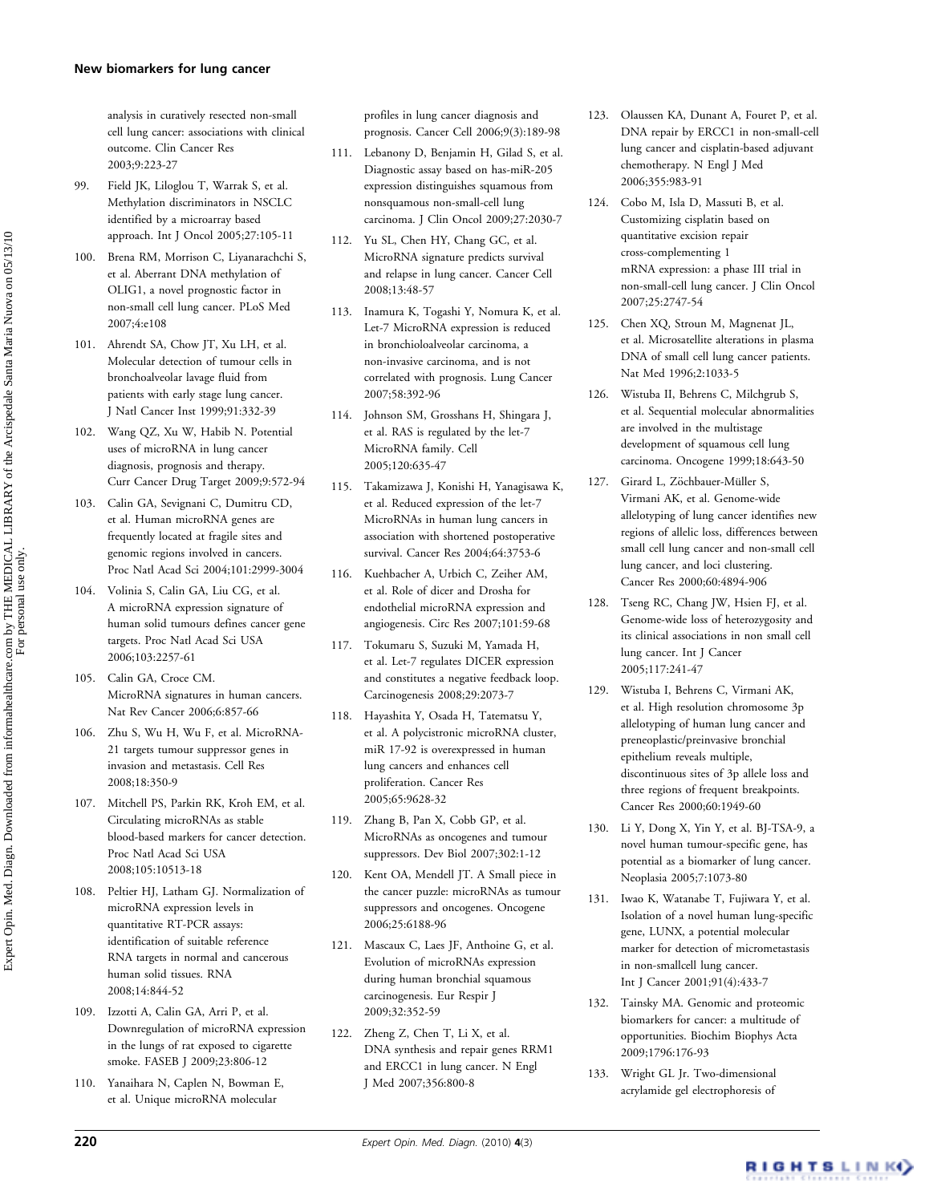analysis in curatively resected non-small cell lung cancer: associations with clinical outcome. Clin Cancer Res 2003;9:223-27

99. Field JK, Liloglou T, Warrak S, et al. Methylation discriminators in NSCLC identified by a microarray based approach. Int J Oncol 2005;27:105-11

100. Brena RM, Morrison C, Liyanarachchi S, et al. Aberrant DNA methylation of OLIG1, a novel prognostic factor in non-small cell lung cancer. PLoS Med 2007;4:e108

101. Ahrendt SA, Chow JT, Xu LH, et al. Molecular detection of tumour cells in bronchoalveolar lavage fluid from patients with early stage lung cancer. J Natl Cancer Inst 1999;91:332-39

102. Wang QZ, Xu W, Habib N. Potential uses of microRNA in lung cancer diagnosis, prognosis and therapy. Curr Cancer Drug Target 2009;9:572-94

103. Calin GA, Sevignani C, Dumitru CD, et al. Human microRNA genes are frequently located at fragile sites and genomic regions involved in cancers. Proc Natl Acad Sci 2004;101:2999-3004

104. Volinia S, Calin GA, Liu CG, et al. A microRNA expression signature of human solid tumours defines cancer gene targets. Proc Natl Acad Sci USA 2006;103:2257-61

105. Calin GA, Croce CM. MicroRNA signatures in human cancers. Nat Rev Cancer 2006;6:857-66

106. Zhu S, Wu H, Wu F, et al. MicroRNA-21 targets tumour suppressor genes in invasion and metastasis. Cell Res 2008;18:350-9

107. Mitchell PS, Parkin RK, Kroh EM, et al. Circulating microRNAs as stable blood-based markers for cancer detection. Proc Natl Acad Sci USA 2008;105:10513-18

108. Peltier HJ, Latham GJ. Normalization of microRNA expression levels in quantitative RT-PCR assays: identification of suitable reference RNA targets in normal and cancerous human solid tissues. RNA 2008;14:844-52

109. Izzotti A, Calin GA, Arri P, et al. Downregulation of microRNA expression in the lungs of rat exposed to cigarette smoke. FASEB J 2009;23:806-12

110. Yanaihara N, Caplen N, Bowman E, et al. Unique microRNA molecular profiles in lung cancer diagnosis and prognosis. Cancer Cell 2006;9(3):189-98

111. Lebanony D, Benjamin H, Gilad S, et al. Diagnostic assay based on has-miR-205 expression distinguishes squamous from nonsquamous non-small-cell lung carcinoma. J Clin Oncol 2009;27:2030-7

112. Yu SL, Chen HY, Chang GC, et al. MicroRNA signature predicts survival and relapse in lung cancer. Cancer Cell 2008;13:48-57

113. Inamura K, Togashi Y, Nomura K, et al. Let-7 MicroRNA expression is reduced in bronchioloalveolar carcinoma, a non-invasive carcinoma, and is not correlated with prognosis. Lung Cancer 2007;58:392-96

114. Johnson SM, Grosshans H, Shingara J, et al. RAS is regulated by the let-7 MicroRNA family. Cell 2005;120:635-47

115. Takamizawa J, Konishi H, Yanagisawa K, et al. Reduced expression of the let-7 MicroRNAs in human lung cancers in association with shortened postoperative survival. Cancer Res 2004;64:3753-6

116. Kuehbacher A, Urbich C, Zeiher AM, et al. Role of dicer and Drosha for endothelial microRNA expression and angiogenesis. Circ Res 2007;101:59-68

117. Tokumaru S, Suzuki M, Yamada H, et al. Let-7 regulates DICER expression and constitutes a negative feedback loop. Carcinogenesis 2008;29:2073-7

118. Hayashita Y, Osada H, Tatematsu Y, et al. A polycistronic microRNA cluster, miR 17-92 is overexpressed in human lung cancers and enhances cell proliferation. Cancer Res 2005;65:9628-32

119. Zhang B, Pan X, Cobb GP, et al. MicroRNAs as oncogenes and tumour suppressors. Dev Biol 2007;302:1-12

120. Kent OA, Mendell JT. A Small piece in the cancer puzzle: microRNAs as tumour suppressors and oncogenes. Oncogene 2006;25:6188-96

121. Mascaux C, Laes JF, Anthoine G, et al. Evolution of microRNAs expression during human bronchial squamous carcinogenesis. Eur Respir J 2009;32:352-59

122. Zheng Z, Chen T, Li X, et al. DNA synthesis and repair genes RRM1 and ERCC1 in lung cancer. N Engl J Med 2007;356:800-8

123. Olaussen KA, Dunant A, Fouret P, et al. DNA repair by ERCC1 in non-small-cell lung cancer and cisplatin-based adjuvant chemotherapy. N Engl J Med 2006;355:983-91

124. Cobo M, Isla D, Massuti B, et al. Customizing cisplatin based on quantitative excision repair cross-complementing 1 mRNA expression: a phase III trial in non-small-cell lung cancer. J Clin Oncol 2007;25:2747-54

125. Chen XQ, Stroun M, Magnenat JL, et al. Microsatellite alterations in plasma DNA of small cell lung cancer patients. Nat Med 1996;2:1033-5

126. Wistuba II, Behrens C, Milchgrub S, et al. Sequential molecular abnormalities are involved in the multistage development of squamous cell lung carcinoma. Oncogene 1999;18:643-50

127. Girard L, Zöchbauer-Müller S, Virmani AK, et al. Genome-wide allelotyping of lung cancer identifies new regions of allelic loss, differences between small cell lung cancer and non-small cell lung cancer, and loci clustering. Cancer Res 2000;60:4894-906

128. Tseng RC, Chang JW, Hsien FJ, et al. Genome-wide loss of heterozygosity and its clinical associations in non small cell lung cancer. Int J Cancer 2005;117:241-47

129. Wistuba I, Behrens C, Virmani AK, et al. High resolution chromosome 3p allelotyping of human lung cancer and preneoplastic/preinvasive bronchial epithelium reveals multiple, discontinuous sites of 3p allele loss and three regions of frequent breakpoints. Cancer Res 2000;60:1949-60

130. Li Y, Dong X, Yin Y, et al. BJ-TSA-9, a novel human tumour-specific gene, has potential as a biomarker of lung cancer. Neoplasia 2005;7:1073-80

131. Iwao K, Watanabe T, Fujiwara Y, et al. Isolation of a novel human lung-specific gene, LUNX, a potential molecular marker for detection of micrometastasis in non-smallcell lung cancer. Int J Cancer 2001;91(4):433-7

132. Tainsky MA. Genomic and proteomic biomarkers for cancer: a multitude of opportunities. Biochim Biophys Acta 2009;1796:176-93

133. Wright GL Jr. Two-dimensional acrylamide gel electrophoresis of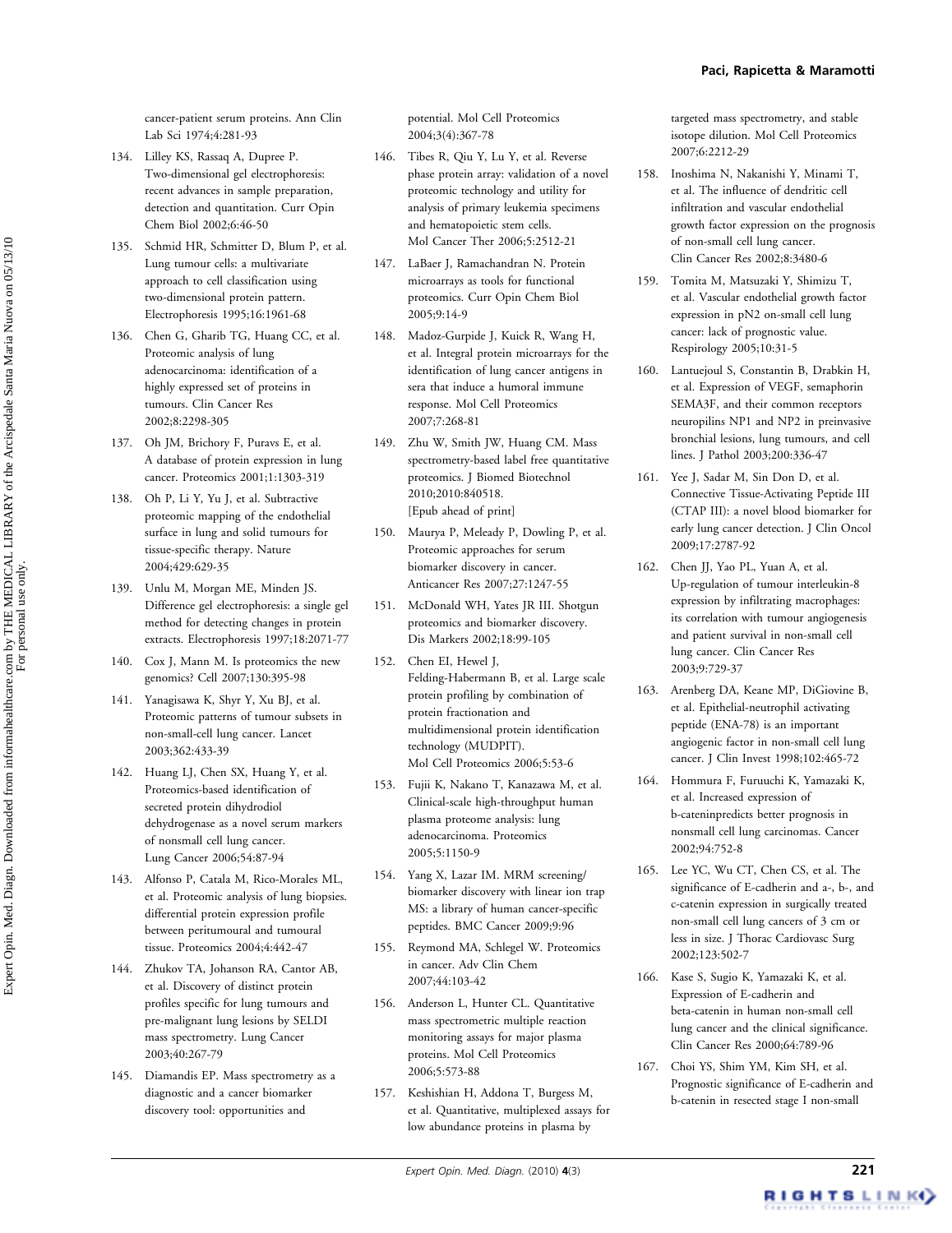cancer-patient serum proteins. Ann Clin Lab Sci 1974;4:281-93

134. Lilley KS, Rassaq A, Dupree P. Two-dimensional gel electrophoresis: recent advances in sample preparation, detection and quantitation. Curr Opin Chem Biol 2002;6:46-50

135. Schmid HR, Schmitter D, Blum P, et al. Lung tumour cells: a multivariate approach to cell classification using two-dimensional protein pattern. Electrophoresis 1995;16:1961-68

136. Chen G, Gharib TG, Huang CC, et al. Proteomic analysis of lung adenocarcinoma: identification of a highly expressed set of proteins in tumours. Clin Cancer Res 2002;8:2298-305

137. Oh JM, Brichory F, Puravs E, et al. A database of protein expression in lung cancer. Proteomics 2001;1:1303-319

138. Oh P, Li Y, Yu J, et al. Subtractive proteomic mapping of the endothelial surface in lung and solid tumours for tissue-specific therapy. Nature 2004;429:629-35

139. Unlu M, Morgan ME, Minden JS. Difference gel electrophoresis: a single gel method for detecting changes in protein extracts. Electrophoresis 1997;18:2071-77

140. Cox J, Mann M. Is proteomics the new genomics? Cell 2007;130:395-98

141. Yanagisawa K, Shyr Y, Xu BJ, et al. Proteomic patterns of tumour subsets in non-small-cell lung cancer. Lancet 2003;362:433-39

142. Huang LJ, Chen SX, Huang Y, et al. Proteomics-based identification of secreted protein dihydrodiol dehydrogenase as a novel serum markers of nonsmall cell lung cancer. Lung Cancer 2006;54:87-94

143. Alfonso P, Catala M, Rico-Morales ML, et al. Proteomic analysis of lung biopsies. differential protein expression profile between peritumoural and tumoural tissue. Proteomics 2004;4:442-47

144. Zhukov TA, Johanson RA, Cantor AB, et al. Discovery of distinct protein profiles specific for lung tumours and pre-malignant lung lesions by SELDI mass spectrometry. Lung Cancer 2003;40:267-79

145. Diamandis EP. Mass spectrometry as a diagnostic and a cancer biomarker discovery tool: opportunities and potential. Mol Cell Proteomics 2004;3(4):367-78

146. Tibes R, Qiu Y, Lu Y, et al. Reverse phase protein array: validation of a novel proteomic technology and utility for analysis of primary leukemia specimens and hematopoietic stem cells. Mol Cancer Ther 2006;5:2512-21

147. LaBaer J, Ramachandran N. Protein microarrays as tools for functional proteomics. Curr Opin Chem Biol 2005;9:14-9

148. Madoz-Gurpide J, Kuick R, Wang H, et al. Integral protein microarrays for the identification of lung cancer antigens in sera that induce a humoral immune response. Mol Cell Proteomics 2007;7:268-81

149. Zhu W, Smith JW, Huang CM. Mass spectrometry-based label free quantitative proteomics. J Biomed Biotechnol 2010;2010:840518. [Epub ahead of print]

150. Maurya P, Meleady P, Dowling P, et al. Proteomic approaches for serum biomarker discovery in cancer. Anticancer Res 2007;27:1247-55

151. McDonald WH, Yates JR III. Shotgun proteomics and biomarker discovery. Dis Markers 2002;18:99-105

152. Chen EI, Hewel J, Felding-Habermann B, et al. Large scale protein profiling by combination of protein fractionation and multidimensional protein identification technology (MUDPIT). Mol Cell Proteomics 2006;5:53-6

153. Fujii K, Nakano T, Kanazawa M, et al. Clinical-scale high-throughput human plasma proteome analysis: lung adenocarcinoma. Proteomics 2005;5:1150-9

154. Yang X, Lazar IM. MRM screening/ biomarker discovery with linear ion trap MS: a library of human cancer-specific peptides. BMC Cancer 2009;9:96

155. Reymond MA, Schlegel W. Proteomics in cancer. Adv Clin Chem 2007;44:103-42

156. Anderson L, Hunter CL. Quantitative mass spectrometric multiple reaction monitoring assays for major plasma proteins. Mol Cell Proteomics 2006;5:573-88

157. Keshishian H, Addona T, Burgess M, et al. Quantitative, multiplexed assays for low abundance proteins in plasma by targeted mass spectrometry, and stable isotope dilution. Mol Cell Proteomics 2007;6:2212-29

158. Inoshima N, Nakanishi Y, Minami T, et al. The influence of dendritic cell infiltration and vascular endothelial growth factor expression on the prognosis of non-small cell lung cancer. Clin Cancer Res 2002;8:3480-6

159. Tomita M, Matsuzaki Y, Shimizu T, et al. Vascular endothelial growth factor expression in pN2 on-small cell lung cancer: lack of prognostic value. Respirology 2005;10:31-5

160. Lantuejoul S, Constantin B, Drabkin H, et al. Expression of VEGF, semaphorin SEMA3F, and their common receptors neuropilins NP1 and NP2 in preinvasive bronchial lesions, lung tumours, and cell lines. J Pathol 2003;200:336-47

161. Yee J, Sadar M, Sin Don D, et al. Connective Tissue-Activating Peptide III (CTAP III): a novel blood biomarker for early lung cancer detection. J Clin Oncol 2009;17:2787-92

162. Chen JJ, Yao PL, Yuan A, et al. Up-regulation of tumour interleukin-8 expression by infiltrating macrophages: its correlation with tumour angiogenesis and patient survival in non-small cell lung cancer. Clin Cancer Res 2003;9:729-37

163. Arenberg DA, Keane MP, DiGiovine B, et al. Epithelial-neutrophil activating peptide (ENA-78) is an important angiogenic factor in non-small cell lung cancer. J Clin Invest 1998;102:465-72

164. Hommura F, Furuuchi K, Yamazaki K, et al. Increased expression of b-cateninpredicts better prognosis in nonsmall cell lung carcinomas. Cancer 2002;94:752-8

165. Lee YC, Wu CT, Chen CS, et al. The significance of E-cadherin and a-, b-, and c-catenin expression in surgically treated non-small cell lung cancers of 3 cm or less in size. J Thorac Cardiovasc Surg 2002;123:502-7

166. Kase S, Sugio K, Yamazaki K, et al. Expression of E-cadherin and beta-catenin in human non-small cell lung cancer and the clinical significance. Clin Cancer Res 2000;64:789-96

167. Choi YS, Shim YM, Kim SH, et al. Prognostic significance of E-cadherin and b-catenin in resected stage I non-small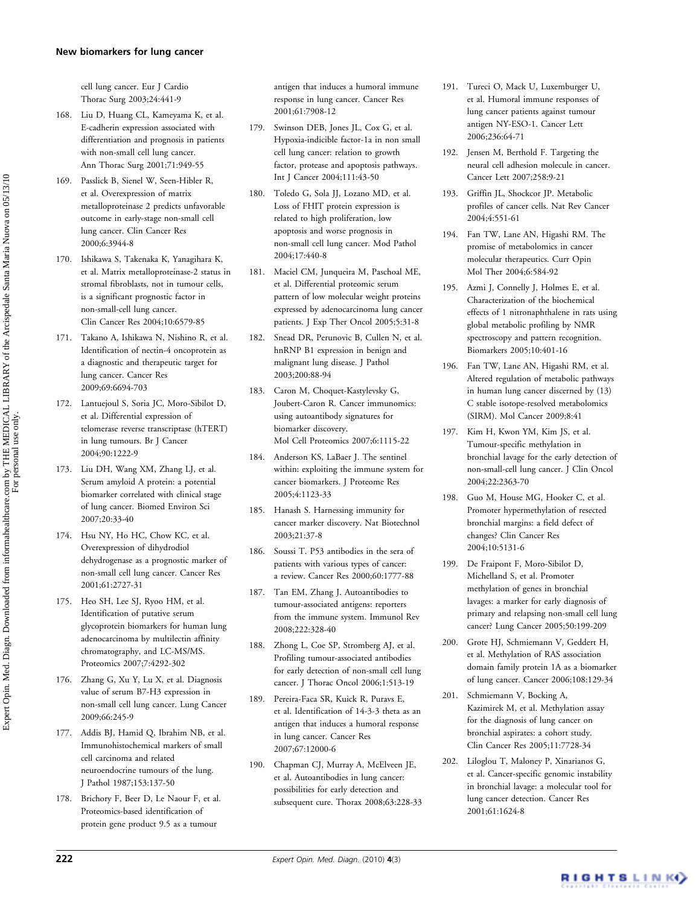cell lung cancer. Eur J Cardio Thorac Surg 2003;24:441-9

168. Liu D, Huang CL, Kameyama K, et al. E-cadherin expression associated with differentiation and prognosis in patients with non-small cell lung cancer. Ann Thorac Surg 2001;71:949-55

169. Passlick B, Sienel W, Seen-Hibler R, et al. Overexpression of matrix metalloproteinase 2 predicts unfavorable outcome in early-stage non-small cell lung cancer. Clin Cancer Res 2000;6:3944-8

170. Ishikawa S, Takenaka K, Yanagihara K, et al. Matrix metalloproteinase-2 status in stromal fibroblasts, not in tumour cells, is a significant prognostic factor in non-small-cell lung cancer. Clin Cancer Res 2004;10:6579-85

171. Takano A, Ishikawa N, Nishino R, et al. Identification of nectin-4 oncoprotein as a diagnostic and therapeutic target for lung cancer. Cancer Res 2009;69:6694-703

172. Lantuejoul S, Soria JC, Moro-Sibilot D, et al. Differential expression of telomerase reverse transcriptase (hTERT) in lung tumours. Br J Cancer 2004;90:1222-9

173. Liu DH, Wang XM, Zhang LJ, et al. Serum amyloid A protein: a potential biomarker correlated with clinical stage of lung cancer. Biomed Environ Sci 2007;20:33-40

174. Hsu NY, Ho HC, Chow KC, et al. Overexpression of dihydrodiol dehydrogenase as a prognostic marker of non-small cell lung cancer. Cancer Res 2001;61:2727-31

175. Heo SH, Lee SJ, Ryoo HM, et al. Identification of putative serum glycoprotein biomarkers for human lung adenocarcinoma by multilectin affinity chromatography, and LC-MS/MS. Proteomics 2007;7:4292-302

176. Zhang G, Xu Y, Lu X, et al. Diagnosis value of serum B7-H3 expression in non-small cell lung cancer. Lung Cancer 2009;66:245-9

177. Addis BJ, Hamid Q, Ibrahim NB, et al. Immunohistochemical markers of small cell carcinoma and related neuroendocrine tumours of the lung. J Pathol 1987;153:137-50

178. Brichory F, Beer D, Le Naour F, et al. Proteomics-based identification of protein gene product 9.5 as a tumour antigen that induces a humoral immune response in lung cancer. Cancer Res 2001;61:7908-12

179. Swinson DEB, Jones JL, Cox G, et al. Hypoxia-indicible factor-1a in non small cell lung cancer: relation to growth factor, protease and apoptosis pathways. Int J Cancer 2004;111:43-50

180. Toledo G, Sola JJ, Lozano MD, et al. Loss of FHIT protein expression is related to high proliferation, low apoptosis and worse prognosis in non-small cell lung cancer. Mod Pathol 2004;17:440-8

181. Maciel CM, Junqueira M, Paschoal ME, et al. Differential proteomic serum pattern of low molecular weight proteins expressed by adenocarcinoma lung cancer patients. J Exp Ther Oncol 2005;5:31-8

182. Snead DR, Perunovic B, Cullen N, et al. hnRNP B1 expression in benign and malignant lung disease. J Pathol 2003;200:88-94

183. Caron M, Choquet-Kastylevsky G, Joubert-Caron R. Cancer immunomics: using autoantibody signatures for biomarker discovery. Mol Cell Proteomics 2007;6:1115-22

184. Anderson KS, LaBaer J. The sentinel within: exploiting the immune system for cancer biomarkers. J Proteome Res 2005;4:1123-33

185. Hanash S. Harnessing immunity for cancer marker discovery. Nat Biotechnol 2003;21:37-8

186. Soussi T. P53 antibodies in the sera of patients with various types of cancer: a review. Cancer Res 2000;60:1777-88

187. Tan EM, Zhang J. Autoantibodies to tumour-associated antigens: reporters from the immune system. Immunol Rev 2008;222:328-40

188. Zhong L, Coe SP, Stromberg AJ, et al. Profiling tumour-associated antibodies for early detection of non-small cell lung cancer. J Thorac Oncol 2006;1:513-19

189. Pereira-Faca SR, Kuick R, Puravs E, et al. Identification of 14-3-3 theta as an antigen that induces a humoral response in lung cancer. Cancer Res 2007;67:12000-6

190. Chapman CJ, Murray A, McElveen JE, et al. Autoantibodies in lung cancer: possibilities for early detection and subsequent cure. Thorax 2008;63:228-33

191. Tureci O, Mack U, Luxemburger U, et al. Humoral immune responses of lung cancer patients against tumour antigen NY-ESO-1. Cancer Lett 2006;236:64-71

192. Jensen M, Berthold F. Targeting the neural cell adhesion molecule in cancer. Cancer Lett 2007;258:9-21

193. Griffin JL, Shockcor JP. Metabolic profiles of cancer cells. Nat Rev Cancer 2004;4:551-61

194. Fan TW, Lane AN, Higashi RM. The promise of metabolomics in cancer molecular therapeutics. Curr Opin Mol Ther 2004;6:584-92

195. Azmi J, Connelly J, Holmes E, et al. Characterization of the biochemical effects of 1 nitronaphthalene in rats using global metabolic profiling by NMR spectroscopy and pattern recognition. Biomarkers 2005;10:401-16

196. Fan TW, Lane AN, Higashi RM, et al. Altered regulation of metabolic pathways in human lung cancer discerned by (13) C stable isotope-resolved metabolomics (SIRM). Mol Cancer 2009;8:41

197. Kim H, Kwon YM, Kim JS, et al. Tumour-specific methylation in bronchial lavage for the early detection of non-small-cell lung cancer. J Clin Oncol 2004;22:2363-70

198. Guo M, House MG, Hooker C, et al. Promoter hypermethylation of resected bronchial margins: a field defect of changes? Clin Cancer Res 2004;10:5131-6

199. De Fraipont F, Moro-Sibilot D, Michelland S, et al. Promoter methylation of genes in bronchial lavages: a marker for early diagnosis of primary and relapsing non-small cell lung cancer? Lung Cancer 2005;50:199-209

200. Grote HJ, Schmiemann V, Geddert H, et al. Methylation of RAS association domain family protein 1A as a biomarker of lung cancer. Cancer 2006;108:129-34

201. Schmiemann V, Bocking A, Kazimirek M, et al. Methylation assay for the diagnosis of lung cancer on bronchial aspirates: a cohort study. Clin Cancer Res 2005;11:7728-34

202. Liloglou T, Maloney P, Xinarianos G, et al. Cancer-specific genomic instability in bronchial lavage: a molecular tool for lung cancer detection. Cancer Res 2001;61:1624-8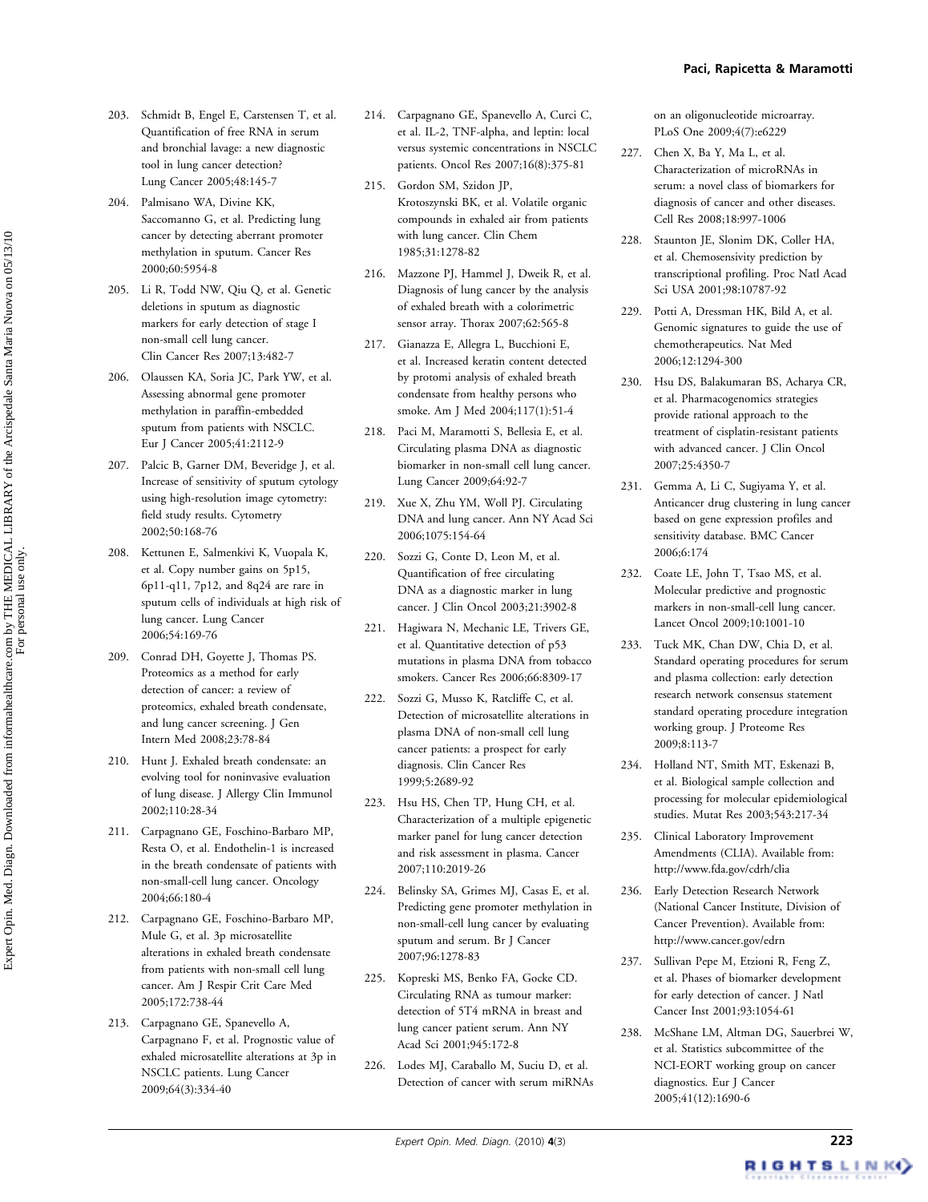203. Schmidt B, Engel E, Carstensen T, et al. Quantification of free RNA in serum and bronchial lavage: a new diagnostic tool in lung cancer detection? Lung Cancer 2005;48:145-7

204. Palmisano WA, Divine KK, Saccomanno G, et al. Predicting lung cancer by detecting aberrant promoter methylation in sputum. Cancer Res 2000;60:5954-8

205. Li R, Todd NW, Qiu Q, et al. Genetic deletions in sputum as diagnostic markers for early detection of stage I non-small cell lung cancer. Clin Cancer Res 2007;13:482-7

206. Olaussen KA, Soria JC, Park YW, et al. Assessing abnormal gene promoter methylation in paraffin-embedded sputum from patients with NSCLC. Eur J Cancer 2005;41:2112-9

207. Palcic B, Garner DM, Beveridge J, et al. Increase of sensitivity of sputum cytology using high-resolution image cytometry: field study results. Cytometry 2002;50:168-76

208. Kettunen E, Salmenkivi K, Vuopala K, et al. Copy number gains on 5p15, 6p11-q11, 7p12, and 8q24 are rare in sputum cells of individuals at high risk of lung cancer. Lung Cancer 2006;54:169-76

209. Conrad DH, Goyette J, Thomas PS. Proteomics as a method for early detection of cancer: a review of proteomics, exhaled breath condensate, and lung cancer screening. J Gen Intern Med 2008;23:78-84

210. Hunt J. Exhaled breath condensate: an evolving tool for noninvasive evaluation of lung disease. J Allergy Clin Immunol 2002;110:28-34

211. Carpagnano GE, Foschino-Barbaro MP, Resta O, et al. Endothelin-1 is increased in the breath condensate of patients with non-small-cell lung cancer. Oncology 2004;66:180-4

212. Carpagnano GE, Foschino-Barbaro MP, Mule G, et al. 3p microsatellite alterations in exhaled breath condensate from patients with non-small cell lung cancer. Am J Respir Crit Care Med 2005;172:738-44

213. Carpagnano GE, Spanevello A, Carpagnano F, et al. Prognostic value of exhaled microsatellite alterations at 3p in NSCLC patients. Lung Cancer 2009;64(3):334-40

214. Carpagnano GE, Spanevello A, Curci C, et al. IL-2, TNF-alpha, and leptin: local versus systemic concentrations in NSCLC patients. Oncol Res 2007;16(8):375-81

215. Gordon SM, Szidon JP, Krotoszynski BK, et al. Volatile organic compounds in exhaled air from patients with lung cancer. Clin Chem 1985;31:1278-82

216. Mazzone PJ, Hammel J, Dweik R, et al. Diagnosis of lung cancer by the analysis of exhaled breath with a colorimetric sensor array. Thorax 2007;62:565-8

217. Gianazza E, Allegra L, Bucchioni E, et al. Increased keratin content detected by protomi analysis of exhaled breath condensate from healthy persons who smoke. Am J Med 2004;117(1):51-4

218. Paci M, Maramotti S, Bellesia E, et al. Circulating plasma DNA as diagnostic biomarker in non-small cell lung cancer. Lung Cancer 2009;64:92-7

219. Xue X, Zhu YM, Woll PJ. Circulating DNA and lung cancer. Ann NY Acad Sci 2006;1075:154-64

220. Sozzi G, Conte D, Leon M, et al. Quantification of free circulating DNA as a diagnostic marker in lung cancer. J Clin Oncol 2003;21:3902-8

221. Hagiwara N, Mechanic LE, Trivers GE, et al. Quantitative detection of p53 mutations in plasma DNA from tobacco smokers. Cancer Res 2006;66:8309-17

222. Sozzi G, Musso K, Ratcliffe C, et al. Detection of microsatellite alterations in plasma DNA of non-small cell lung cancer patients: a prospect for early diagnosis. Clin Cancer Res 1999;5:2689-92

223. Hsu HS, Chen TP, Hung CH, et al. Characterization of a multiple epigenetic marker panel for lung cancer detection and risk assessment in plasma. Cancer 2007;110:2019-26

224. Belinsky SA, Grimes MJ, Casas E, et al. Predicting gene promoter methylation in non-small-cell lung cancer by evaluating sputum and serum. Br J Cancer 2007;96:1278-83

225. Kopreski MS, Benko FA, Gocke CD. Circulating RNA as tumour marker: detection of 5T4 mRNA in breast and lung cancer patient serum. Ann NY Acad Sci 2001;945:172-8

226. Lodes MJ, Caraballo M, Suciu D, et al. Detection of cancer with serum miRNAs on an oligonucleotide microarray. PLoS One 2009;4(7):e6229

227. Chen X, Ba Y, Ma L, et al. Characterization of microRNAs in serum: a novel class of biomarkers for diagnosis of cancer and other diseases. Cell Res 2008;18:997-1006

228. Staunton JE, Slonim DK, Coller HA, et al. Chemosensivity prediction by transcriptional profiling. Proc Natl Acad Sci USA 2001;98:10787-92

229. Potti A, Dressman HK, Bild A, et al. Genomic signatures to guide the use of chemotherapeutics. Nat Med 2006;12:1294-300

230. Hsu DS, Balakumaran BS, Acharya CR, et al. Pharmacogenomics strategies provide rational approach to the treatment of cisplatin-resistant patients with advanced cancer. J Clin Oncol 2007;25:4350-7

231. Gemma A, Li C, Sugiyama Y, et al. Anticancer drug clustering in lung cancer based on gene expression profiles and sensitivity database. BMC Cancer 2006;6:174

232. Coate LE, John T, Tsao MS, et al. Molecular predictive and prognostic markers in non-small-cell lung cancer. Lancet Oncol 2009;10:1001-10

233. Tuck MK, Chan DW, Chia D, et al. Standard operating procedures for serum and plasma collection: early detection research network consensus statement standard operating procedure integration working group. J Proteome Res 2009;8:113-7

234. Holland NT, Smith MT, Eskenazi B, et al. Biological sample collection and processing for molecular epidemiological studies. Mutat Res 2003;543:217-34

235. Clinical Laboratory Improvement Amendments (CLIA). Available from: http://www.fda.gov/cdrh/clia

236. Early Detection Research Network (National Cancer Institute, Division of Cancer Prevention). Available from: http://www.cancer.gov/edrn

237. Sullivan Pepe M, Etzioni R, Feng Z, et al. Phases of biomarker development for early detection of cancer. J Natl Cancer Inst 2001;93:1054-61

238. McShane LM, Altman DG, Sauerbrei W, et al. Statistics subcommittee of the NCI-EORT working group on cancer diagnostics. Eur J Cancer 2005;41(12):1690-6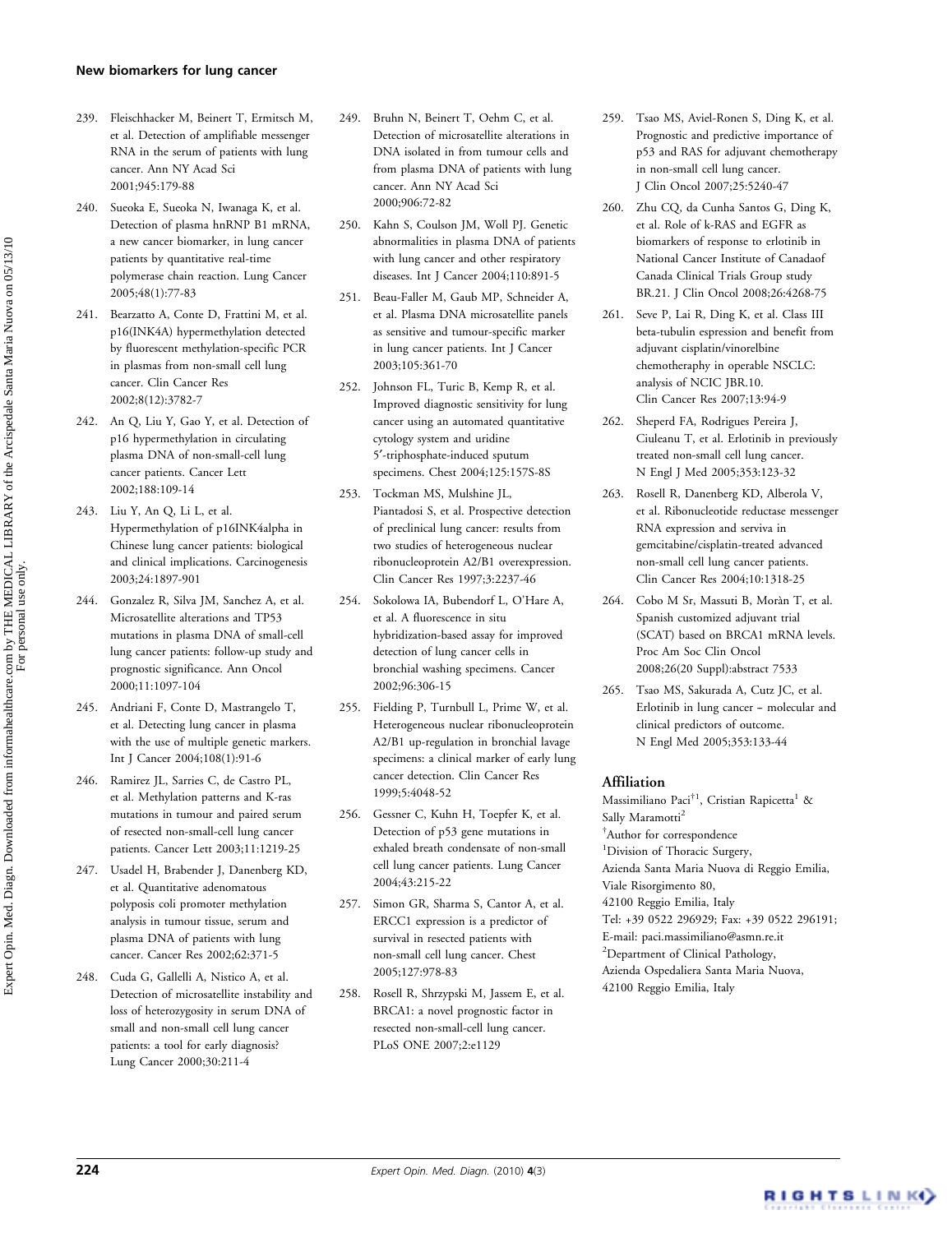239. Fleischhacker M, Beinert T, Ermitsch M, et al. Detection of amplifiable messenger RNA in the serum of patients with lung cancer. Ann NY Acad Sci 2001;945:179-88

240. Sueoka E, Sueoka N, Iwanaga K, et al. Detection of plasma hnRNP B1 mRNA, a new cancer biomarker, in lung cancer patients by quantitative real-time polymerase chain reaction. Lung Cancer 2005;48(1):77-83

241. Bearzatto A, Conte D, Frattini M, et al. p16(INK4A) hypermethylation detected by fluorescent methylation-specific PCR in plasmas from non-small cell lung cancer. Clin Cancer Res 2002;8(12):3782-7

242. An Q, Liu Y, Gao Y, et al. Detection of p16 hypermethylation in circulating plasma DNA of non-small-cell lung cancer patients. Cancer Lett 2002;188:109-14

243. Liu Y, An Q, Li L, et al. Hypermethylation of p16INK4alpha in Chinese lung cancer patients: biological and clinical implications. Carcinogenesis 2003;24:1897-901

244. Gonzalez R, Silva JM, Sanchez A, et al. Microsatellite alterations and TP53 mutations in plasma DNA of small-cell lung cancer patients: follow-up study and prognostic significance. Ann Oncol 2000;11:1097-104

245. Andriani F, Conte D, Mastrangelo T, et al. Detecting lung cancer in plasma with the use of multiple genetic markers. Int J Cancer 2004;108(1):91-6

246. Ramirez JL, Sarries C, de Castro PL, et al. Methylation patterns and K-ras mutations in tumour and paired serum of resected non-small-cell lung cancer patients. Cancer Lett 2003;11:1219-25

247. Usadel H, Brabender J, Danenberg KD, et al. Quantitative adenomatous polyposis coli promoter methylation analysis in tumour tissue, serum and plasma DNA of patients with lung cancer. Cancer Res 2002;62:371-5

248. Cuda G, Gallelli A, Nistico A, et al. Detection of microsatellite instability and loss of heterozygosity in serum DNA of small and non-small cell lung cancer patients: a tool for early diagnosis? Lung Cancer 2000;30:211-4

249. Bruhn N, Beinert T, Oehm C, et al. Detection of microsatellite alterations in DNA isolated in from tumour cells and from plasma DNA of patients with lung cancer. Ann NY Acad Sci 2000;906:72-82

250. Kahn S, Coulson JM, Woll PJ. Genetic abnormalities in plasma DNA of patients with lung cancer and other respiratory diseases. Int J Cancer 2004;110:891-5

251. Beau-Faller M, Gaub MP, Schneider A, et al. Plasma DNA microsatellite panels as sensitive and tumour-specific marker in lung cancer patients. Int J Cancer 2003;105:361-70

252. Johnson FL, Turic B, Kemp R, et al. Improved diagnostic sensitivity for lung cancer using an automated quantitative cytology system and uridine 5′-triphosphate-induced sputum specimens. Chest 2004;125:157S-8S

253. Tockman MS, Mulshine JL, Piantadosi S, et al. Prospective detection of preclinical lung cancer: results from two studies of heterogeneous nuclear ribonucleoprotein A2/B1 overexpression. Clin Cancer Res 1997;3:2237-46

254. Sokolowa IA, Bubendorf L, O'Hare A, et al. A fluorescence in situ hybridization-based assay for improved detection of lung cancer cells in bronchial washing specimens. Cancer 2002;96:306-15

255. Fielding P, Turnbull L, Prime W, et al. Heterogeneous nuclear ribonucleoprotein A2/B1 up-regulation in bronchial lavage specimens: a clinical marker of early lung cancer detection. Clin Cancer Res 1999;5:4048-52

256. Gessner C, Kuhn H, Toepfer K, et al. Detection of p53 gene mutations in exhaled breath condensate of non-small cell lung cancer patients. Lung Cancer 2004;43:215-22

257. Simon GR, Sharma S, Cantor A, et al. ERCC1 expression is a predictor of survival in resected patients with non-small cell lung cancer. Chest 2005;127:978-83

258. Rosell R, Shrzypski M, Jassem E, et al. BRCA1: a novel prognostic factor in resected non-small-cell lung cancer. PLoS ONE 2007;2:e1129

259. Tsao MS, Aviel-Ronen S, Ding K, et al. Prognostic and predictive importance of p53 and RAS for adjuvant chemotherapy in non-small cell lung cancer. J Clin Oncol 2007;25:5240-47

260. Zhu CQ, da Cunha Santos G, Ding K, et al. Role of k-RAS and EGFR as biomarkers of response to erlotinib in National Cancer Institute of Canadaof Canada Clinical Trials Group study BR.21. J Clin Oncol 2008;26:4268-75

261. Seve P, Lai R, Ding K, et al. Class III beta-tubulin expression and benefit from adjuvant cisplatin/vinorelbine chemotheraphy in operable NSCLC: analysis of NCIC JBR.10. Clin Cancer Res 2007;13:94-9

262. Sheperd FA, Rodrigues Pereira J, Ciuleanu T, et al. Erlotinib in previously treated non-small cell lung cancer. N Engl J Med 2005;353:123-32

263. Rosell R, Danenberg KD, Alberola V, et al. Ribonucleotide reductase messenger RNA expression and serviva in gemcitabine/cisplatin-treated advanced non-small cell lung cancer patients. Clin Cancer Res 2004;10:1318-25

264. Cobo M Sr, Massuti B, Moràn T, et al. Spanish customized adjuvant trial (SCAT) based on BRCA1 mRNA levels. Proc Am Soc Clin Oncol 2008;26(20 Suppl):abstract 7533

265. Tsao MS, Sakurada A, Cutz JC, et al. Erlotinib in lung cancer – molecular and clinical predictors of outcome. N Engl Med 2005;353:133-44

## Affiliation

Massimiliano Paci[†1], Cristian Rapicetta[1] & Sally Maramotti[2]

[†]Author for correspondence
[1]Division of Thoracic Surgery, Azienda Santa Maria Nuova di Reggio Emilia, Viale Risorgimento 80, 42100 Reggio Emilia, Italy
Tel: +39 0522 296929; Fax: +39 0522 296191; E-mail: paci.massimiliano@asmn.re.it
[2]Department of Clinical Pathology, Azienda Ospedaliera Santa Maria Nuova, 42100 Reggio Emilia, Italy